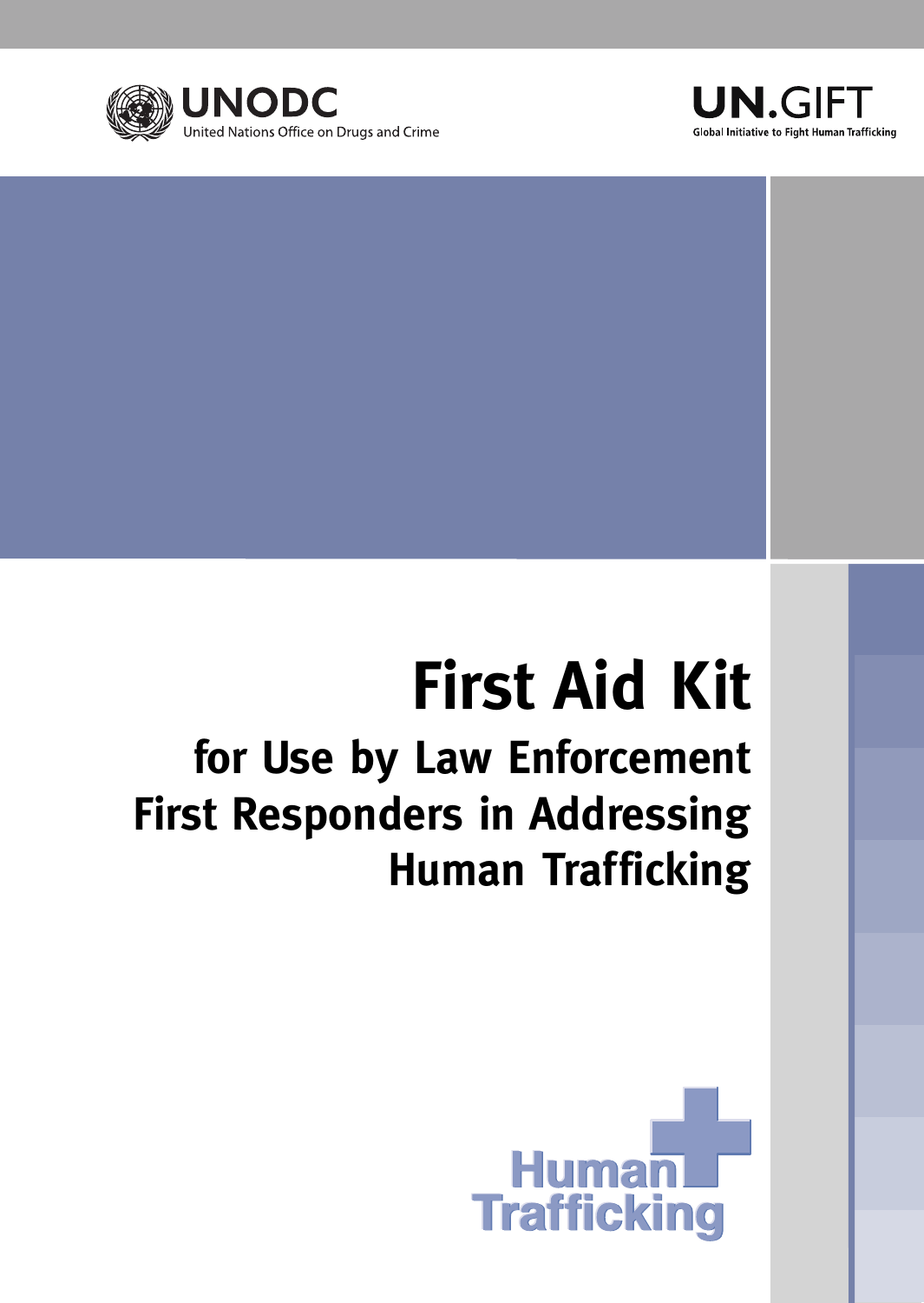UNODC

United Nations Office on Drugs and Crime

UN.GIFT

Global Initiative to Fight Human Trafficking

# First Aid Kit

## for Use by Law Enforcement First Responders in Addressing Human Trafficking

Human Trafficking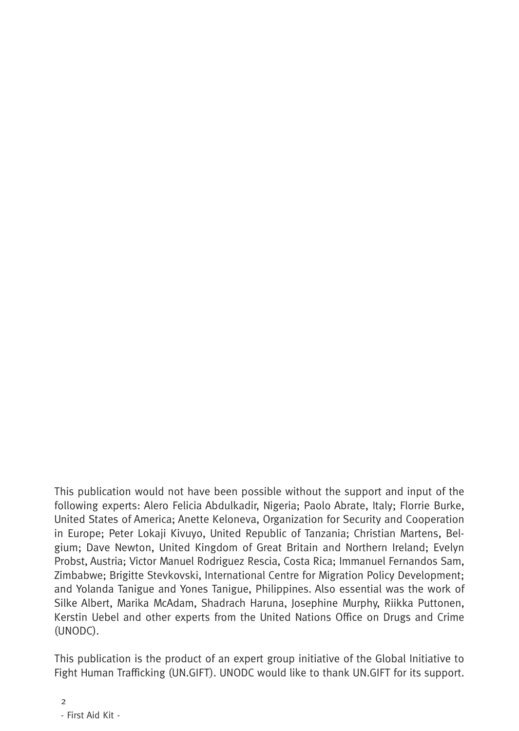This publication would not have been possible without the support and input of the following experts: Alero Felicia Abdulkadir, Nigeria; Paolo Abrate, Italy; Florrie Burke, United States of America; Anette Keloneva, Organization for Security and Cooperation in Europe; Peter Lokaji Kivuyo, United Republic of Tanzania; Christian Martens, Belgium; Dave Newton, United Kingdom of Great Britain and Northern Ireland; Evelyn Probst, Austria; Victor Manuel Rodriguez Rescia, Costa Rica; Immanuel Fernandos Sam, Zimbabwe; Brigitte Stevkovski, International Centre for Migration Policy Development; and Yolanda Tanigue and Yones Tanigue, Philippines. Also essential was the work of Silke Albert, Marika McAdam, Shadrach Haruna, Josephine Murphy, Riikka Puttonen, Kerstin Uebel and other experts from the United Nations Office on Drugs and Crime (UNODC).

This publication is the product of an expert group initiative of the Global Initiative to Fight Human Trafficking (UN.GIFT). UNODC would like to thank UN.GIFT for its support.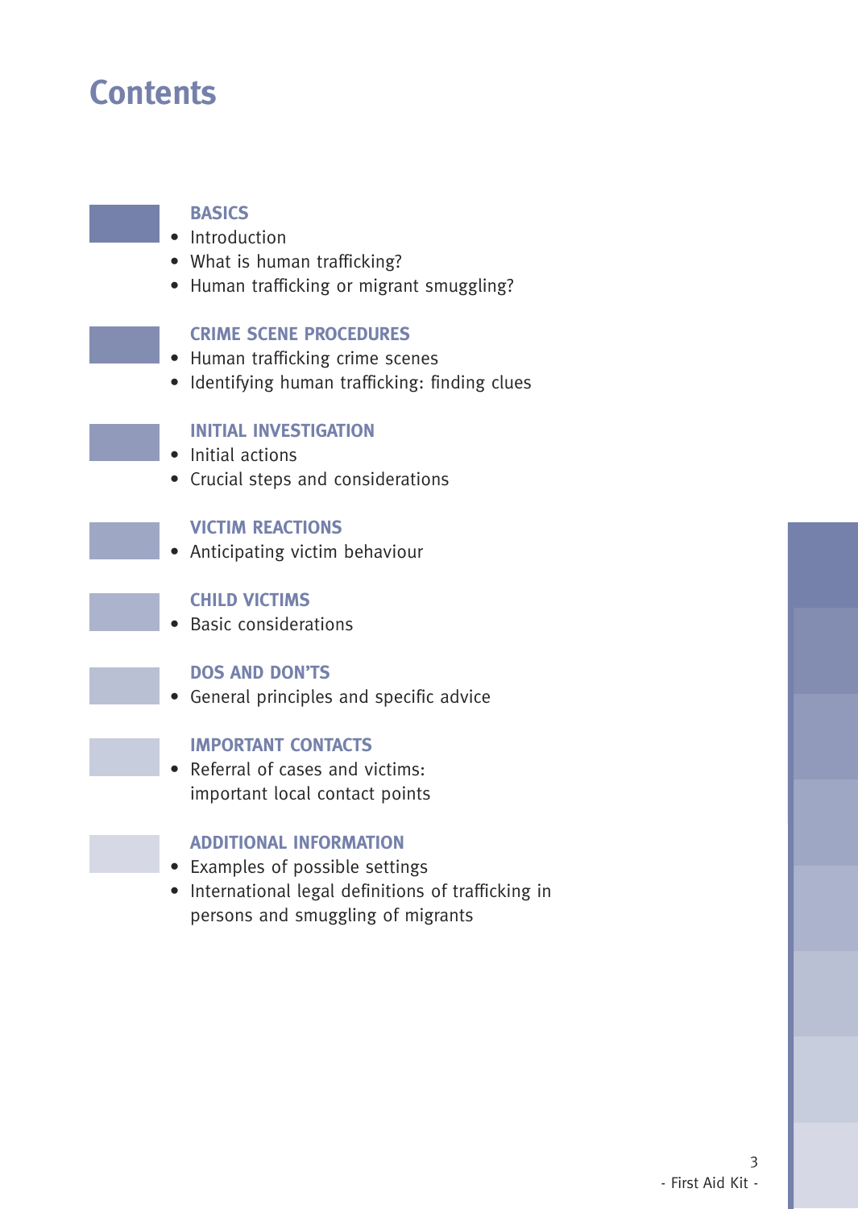# Contents

## BASICS

- Introduction
- What is human trafficking?
- Human trafficking or migrant smuggling?

## CRIME SCENE PROCEDURES

- Human trafficking crime scenes
- Identifying human trafficking: finding clues

## INITIAL INVESTIGATION

- Initial actions
- Crucial steps and considerations

## VICTIM REACTIONS

- Anticipating victim behaviour

## CHILD VICTIMS

- Basic considerations

## DOS AND DON'TS

- General principles and specific advice

## IMPORTANT CONTACTS

- Referral of cases and victims: important local contact points

## ADDITIONAL INFORMATION

- Examples of possible settings
- International legal definitions of trafficking in persons and smuggling of migrants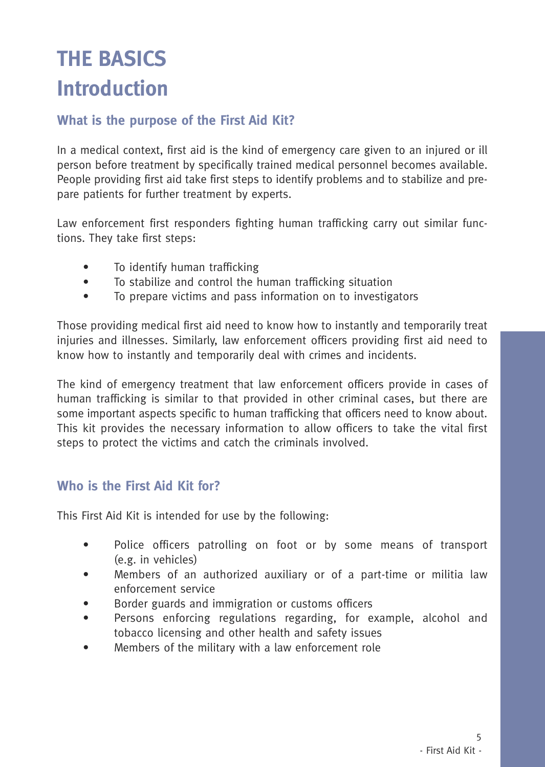# THE BASICS

# Introduction

## What is the purpose of the First Aid Kit?

In a medical context, first aid is the kind of emergency care given to an injured or ill person before treatment by specifically trained medical personnel becomes available. People providing first aid take first steps to identify problems and to stabilize and prepare patients for further treatment by experts.

Law enforcement first responders fighting human trafficking carry out similar functions. They take first steps:

- To identify human trafficking
- To stabilize and control the human trafficking situation
- To prepare victims and pass information on to investigators

Those providing medical first aid need to know how to instantly and temporarily treat injuries and illnesses. Similarly, law enforcement officers providing first aid need to know how to instantly and temporarily deal with crimes and incidents.

The kind of emergency treatment that law enforcement officers provide in cases of human trafficking is similar to that provided in other criminal cases, but there are some important aspects specific to human trafficking that officers need to know about. This kit provides the necessary information to allow officers to take the vital first steps to protect the victims and catch the criminals involved.

## Who is the First Aid Kit for?

This First Aid Kit is intended for use by the following:

- Police officers patrolling on foot or by some means of transport (e.g. in vehicles)
- Members of an authorized auxiliary or of a part-time or militia law enforcement service
- Border guards and immigration or customs officers
- Persons enforcing regulations regarding, for example, alcohol and tobacco licensing and other health and safety issues
- Members of the military with a law enforcement role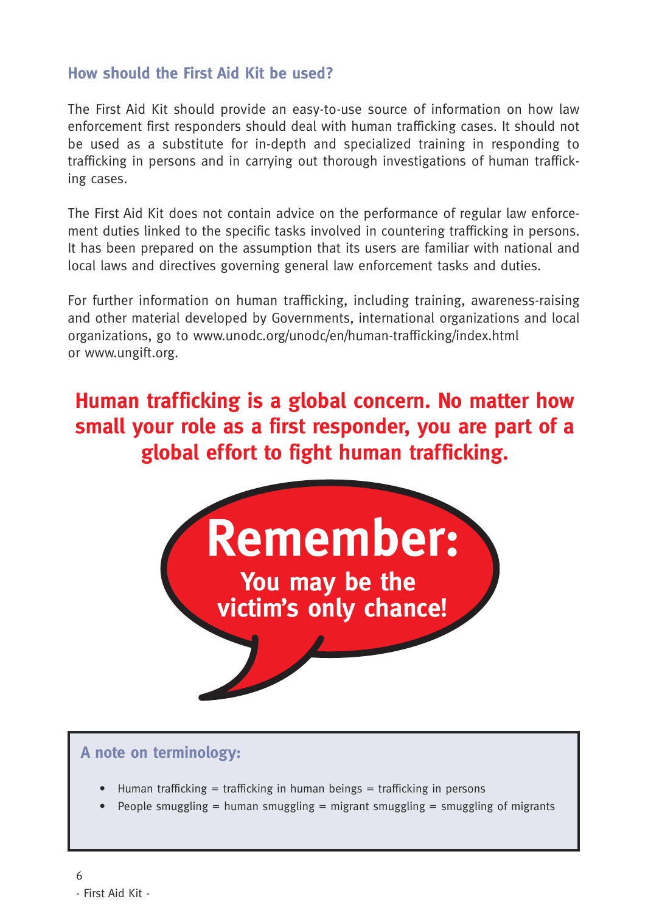## How should the First Aid Kit be used?

The First Aid Kit should provide an easy-to-use source of information on how law enforcement first responders should deal with human trafficking cases. It should not be used as a substitute for in-depth and specialized training in responding to trafficking in persons and in carrying out thorough investigations of human trafficking cases.

The First Aid Kit does not contain advice on the performance of regular law enforcement duties linked to the specific tasks involved in countering trafficking in persons. It has been prepared on the assumption that its users are familiar with national and local laws and directives governing general law enforcement tasks and duties.

For further information on human trafficking, including training, awareness-raising and other material developed by Governments, international organizations and local organizations, go to www.unodc.org/unodc/en/human-trafficking/index.html or www.ungift.org.

**Human trafficking is a global concern. No matter how small your role as a first responder, you are part of a global effort to fight human trafficking.**

**Remember:**
**You may be the victim's only chance!**

### A note on terminology:

- Human trafficking = trafficking in human beings = trafficking in persons
- People smuggling = human smuggling = migrant smuggling = smuggling of migrants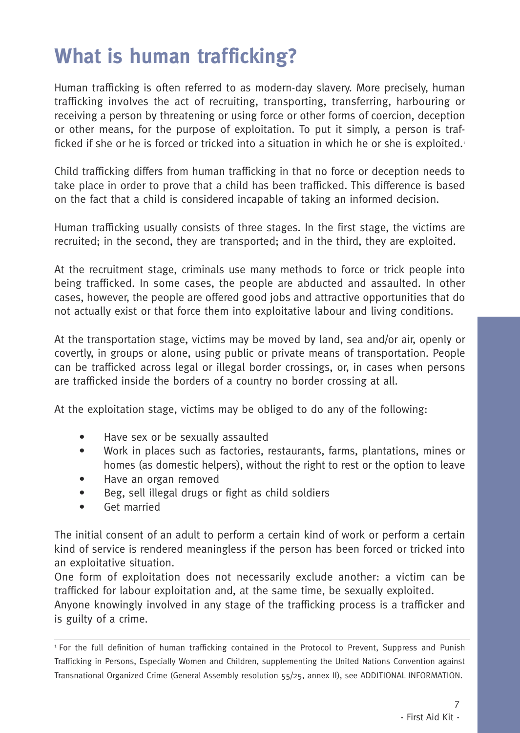# What is human trafficking?

Human trafficking is often referred to as modern-day slavery. More precisely, human trafficking involves the act of recruiting, transporting, transferring, harbouring or receiving a person by threatening or using force or other forms of coercion, deception or other means, for the purpose of exploitation. To put it simply, a person is trafficked if she or he is forced or tricked into a situation in which he or she is exploited.[1]

Child trafficking differs from human trafficking in that no force or deception needs to take place in order to prove that a child has been trafficked. This difference is based on the fact that a child is considered incapable of taking an informed decision.

Human trafficking usually consists of three stages. In the first stage, the victims are recruited; in the second, they are transported; and in the third, they are exploited.

At the recruitment stage, criminals use many methods to force or trick people into being trafficked. In some cases, the people are abducted and assaulted. In other cases, however, the people are offered good jobs and attractive opportunities that do not actually exist or that force them into exploitative labour and living conditions.

At the transportation stage, victims may be moved by land, sea and/or air, openly or covertly, in groups or alone, using public or private means of transportation. People can be trafficked across legal or illegal border crossings, or, in cases when persons are trafficked inside the borders of a country no border crossing at all.

At the exploitation stage, victims may be obliged to do any of the following:

- Have sex or be sexually assaulted
- Work in places such as factories, restaurants, farms, plantations, mines or homes (as domestic helpers), without the right to rest or the option to leave
- Have an organ removed
- Beg, sell illegal drugs or fight as child soldiers
- Get married

The initial consent of an adult to perform a certain kind of work or perform a certain kind of service is rendered meaningless if the person has been forced or tricked into an exploitative situation.

One form of exploitation does not necessarily exclude another: a victim can be trafficked for labour exploitation and, at the same time, be sexually exploited.

Anyone knowingly involved in any stage of the trafficking process is a trafficker and is guilty of a crime.

---

[1] For the full definition of human trafficking contained in the Protocol to Prevent, Suppress and Punish Trafficking in Persons, Especially Women and Children, supplementing the United Nations Convention against Transnational Organized Crime (General Assembly resolution 55/25, annex II), see ADDITIONAL INFORMATION.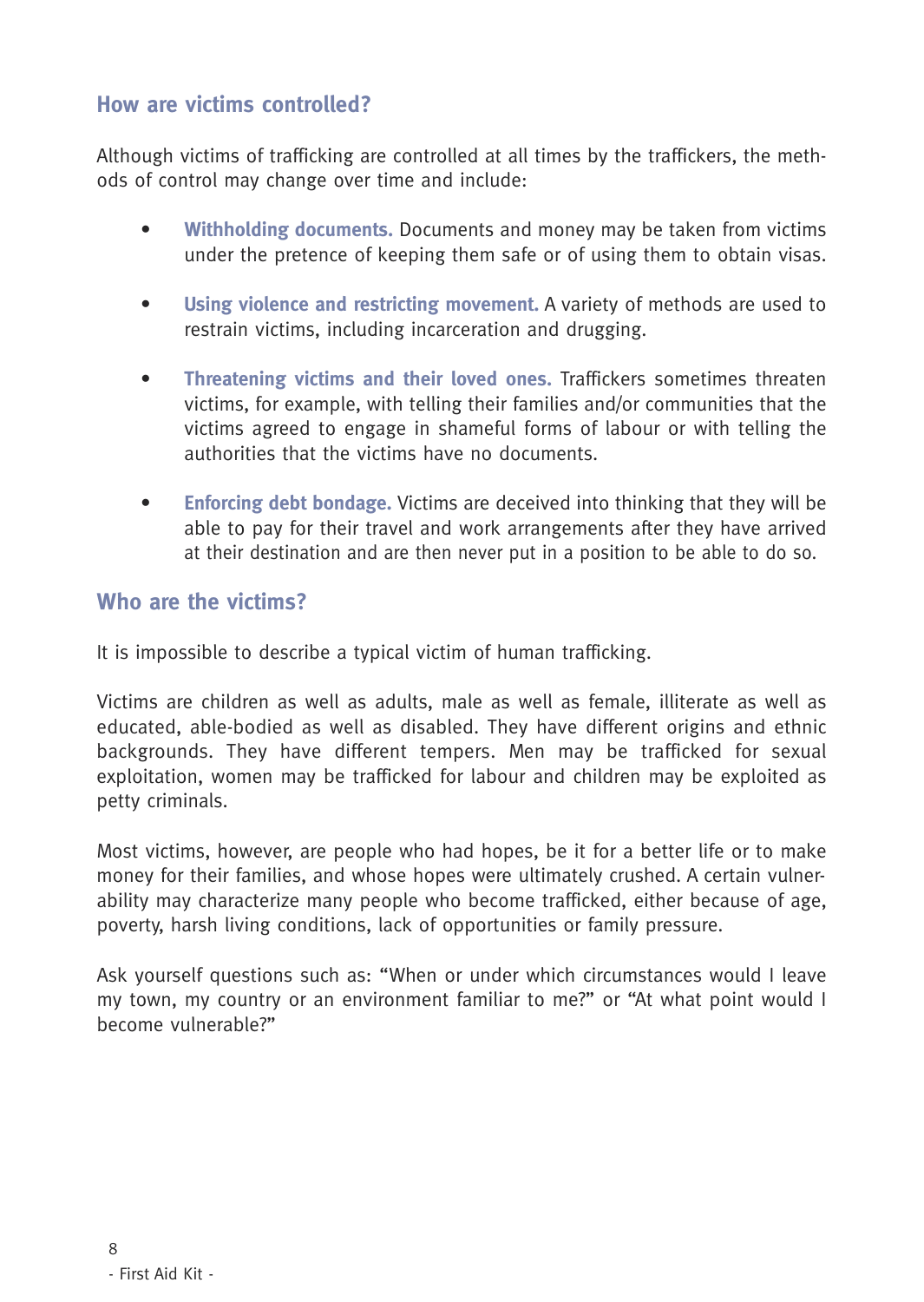## How are victims controlled?

Although victims of trafficking are controlled at all times by the traffickers, the methods of control may change over time and include:

- **Withholding documents.** Documents and money may be taken from victims under the pretence of keeping them safe or of using them to obtain visas.
- **Using violence and restricting movement.** A variety of methods are used to restrain victims, including incarceration and drugging.
- **Threatening victims and their loved ones.** Traffickers sometimes threaten victims, for example, with telling their families and/or communities that the victims agreed to engage in shameful forms of labour or with telling the authorities that the victims have no documents.
- **Enforcing debt bondage.** Victims are deceived into thinking that they will be able to pay for their travel and work arrangements after they have arrived at their destination and are then never put in a position to be able to do so.

## Who are the victims?

It is impossible to describe a typical victim of human trafficking.

Victims are children as well as adults, male as well as female, illiterate as well as educated, able-bodied as well as disabled. They have different origins and ethnic backgrounds. They have different tempers. Men may be trafficked for sexual exploitation, women may be trafficked for labour and children may be exploited as petty criminals.

Most victims, however, are people who had hopes, be it for a better life or to make money for their families, and whose hopes were ultimately crushed. A certain vulnerability may characterize many people who become trafficked, either because of age, poverty, harsh living conditions, lack of opportunities or family pressure.

Ask yourself questions such as: "When or under which circumstances would I leave my town, my country or an environment familiar to me?" or "At what point would I become vulnerable?"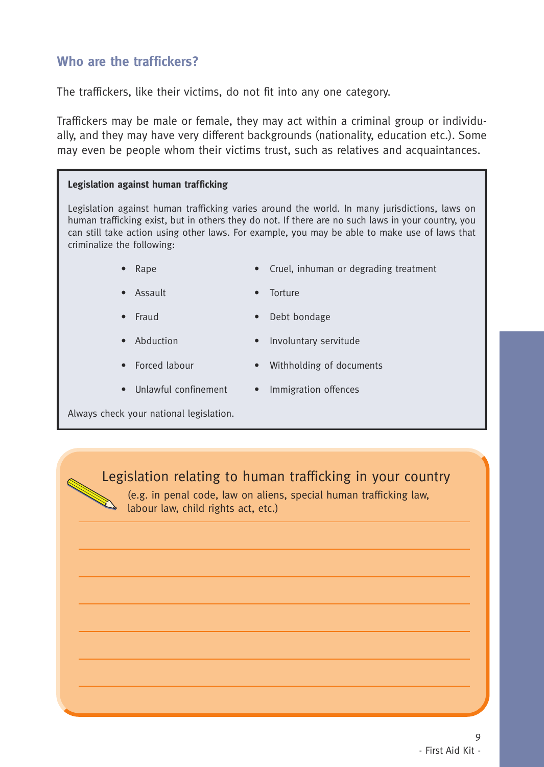## Who are the traffickers?

The traffickers, like their victims, do not fit into any one category.

Traffickers may be male or female, they may act within a criminal group or individually, and they may have very different backgrounds (nationality, education etc.). Some may even be people whom their victims trust, such as relatives and acquaintances.

**Legislation against human trafficking**

Legislation against human trafficking varies around the world. In many jurisdictions, laws on human trafficking exist, but in others they do not. If there are no such laws in your country, you can still take action using other laws. For example, you may be able to make use of laws that criminalize the following:

- Rape
- Assault
- Fraud
- Abduction
- Forced labour
- Unlawful confinement
- Cruel, inhuman or degrading treatment
- Torture
- Debt bondage
- Involuntary servitude
- Withholding of documents
- Immigration offences

Always check your national legislation.

### Legislation relating to human trafficking in your country

(e.g. in penal code, law on aliens, special human trafficking law, labour law, child rights act, etc.)

___

___

___

___

___

___

___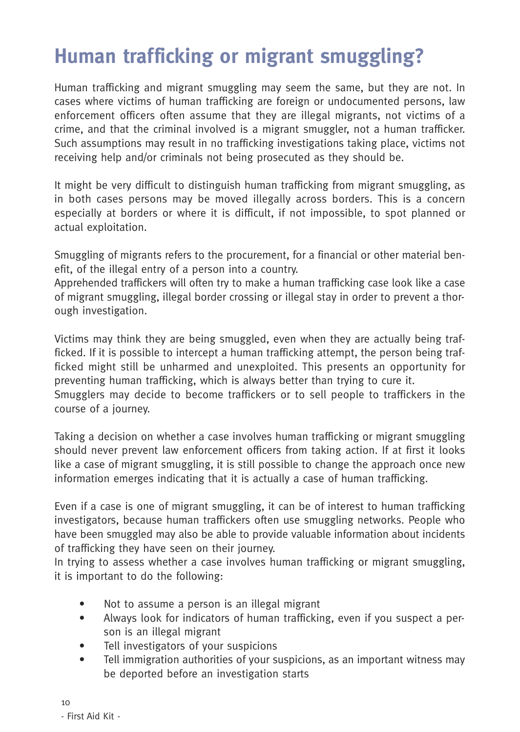# Human trafficking or migrant smuggling?

Human trafficking and migrant smuggling may seem the same, but they are not. In cases where victims of human trafficking are foreign or undocumented persons, law enforcement officers often assume that they are illegal migrants, not victims of a crime, and that the criminal involved is a migrant smuggler, not a human trafficker. Such assumptions may result in no trafficking investigations taking place, victims not receiving help and/or criminals not being prosecuted as they should be.

It might be very difficult to distinguish human trafficking from migrant smuggling, as in both cases persons may be moved illegally across borders. This is a concern especially at borders or where it is difficult, if not impossible, to spot planned or actual exploitation.

Smuggling of migrants refers to the procurement, for a financial or other material benefit, of the illegal entry of a person into a country.
Apprehended traffickers will often try to make a human trafficking case look like a case of migrant smuggling, illegal border crossing or illegal stay in order to prevent a thorough investigation.

Victims may think they are being smuggled, even when they are actually being trafficked. If it is possible to intercept a human trafficking attempt, the person being trafficked might still be unharmed and unexploited. This presents an opportunity for preventing human trafficking, which is always better than trying to cure it.
Smugglers may decide to become traffickers or to sell people to traffickers in the course of a journey.

Taking a decision on whether a case involves human trafficking or migrant smuggling should never prevent law enforcement officers from taking action. If at first it looks like a case of migrant smuggling, it is still possible to change the approach once new information emerges indicating that it is actually a case of human trafficking.

Even if a case is one of migrant smuggling, it can be of interest to human trafficking investigators, because human traffickers often use smuggling networks. People who have been smuggled may also be able to provide valuable information about incidents of trafficking they have seen on their journey.
In trying to assess whether a case involves human trafficking or migrant smuggling, it is important to do the following:

- Not to assume a person is an illegal migrant
- Always look for indicators of human trafficking, even if you suspect a person is an illegal migrant
- Tell investigators of your suspicions
- Tell immigration authorities of your suspicions, as an important witness may be deported before an investigation starts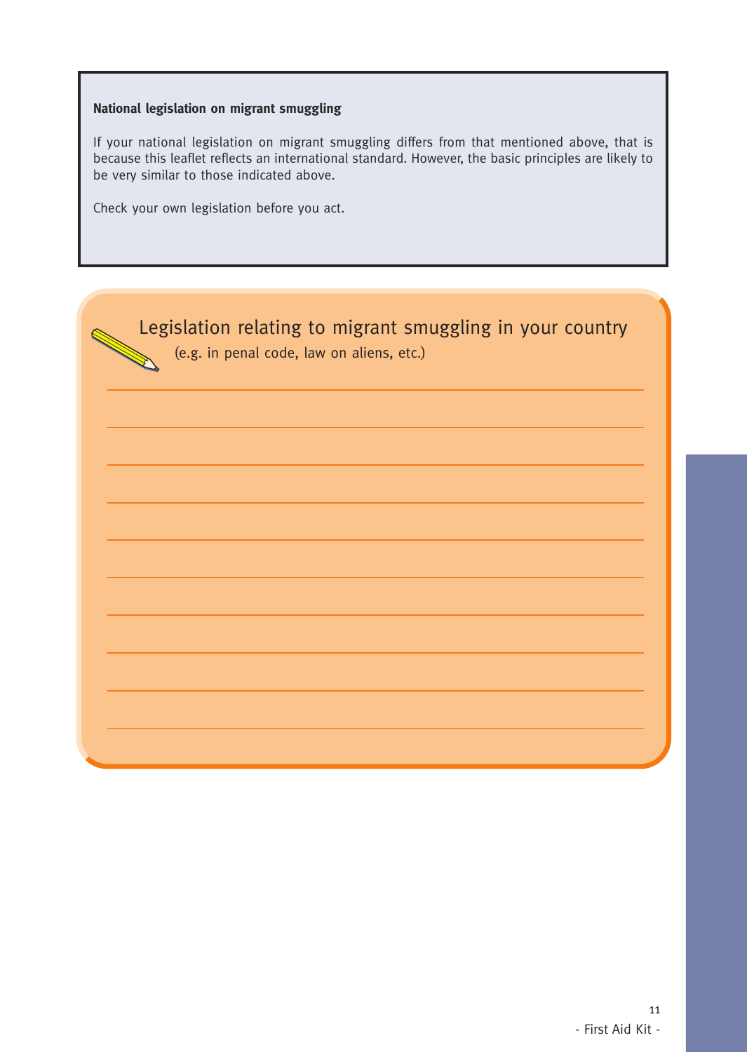**National legislation on migrant smuggling**

If your national legislation on migrant smuggling differs from that mentioned above, that is because this leaflet reflects an international standard. However, the basic principles are likely to be very similar to those indicated above.

Check your own legislation before you act.

## Legislation relating to migrant smuggling in your country

(e.g. in penal code, law on aliens, etc.)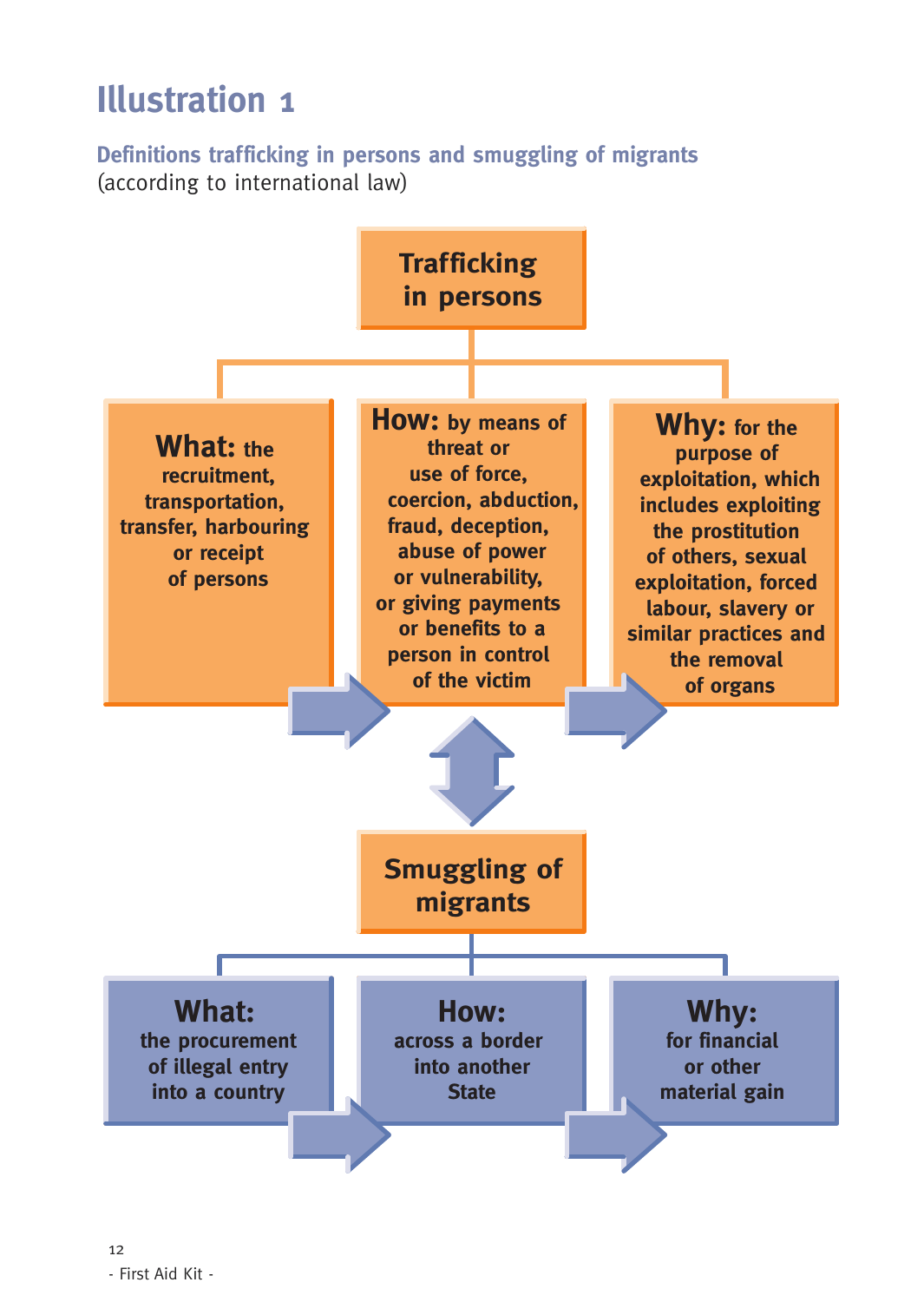## Illustration 1

**Definitions trafficking in persons and smuggling of migrants**
(according to international law)

### Trafficking in persons

- **What:** the recruitment, transportation, transfer, harbouring or receipt of persons
- **How:** by means of threat or use of force, coercion, abduction, fraud, deception, abuse of power or vulnerability, or giving payments or benefits to a person in control of the victim
- **Why:** for the purpose of exploitation, which includes exploiting the prostitution of others, sexual exploitation, forced labour, slavery or similar practices and the removal of organs

### Smuggling of migrants

- **What:** the procurement of illegal entry into a country
- **How:** across a border into another State
- **Why:** for financial or other material gain

- First Aid Kit -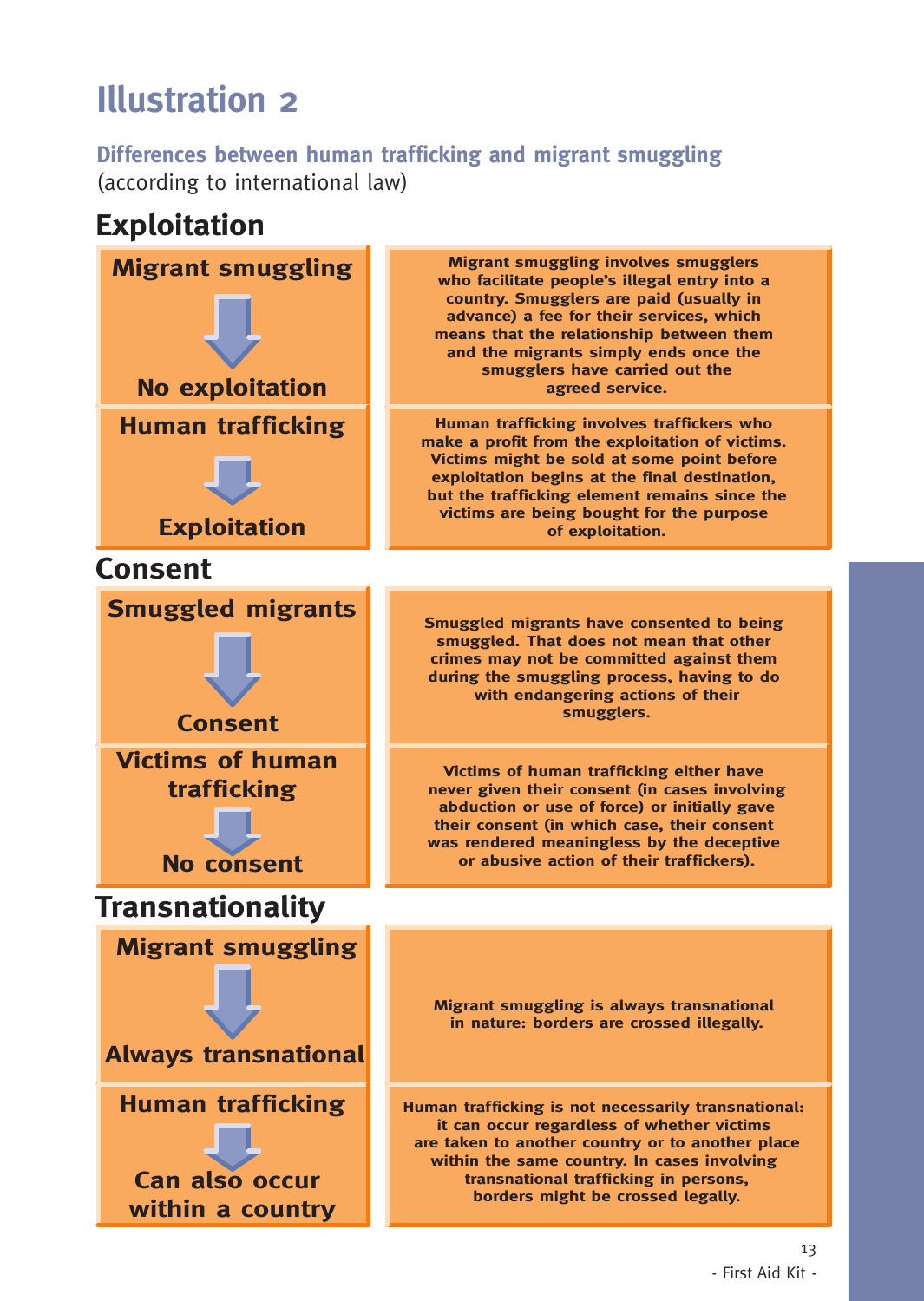# Illustration 2

**Differences between human trafficking and migrant smuggling**
(according to international law)

## Exploitation

| | |
|---|---|
| **Migrant smuggling** ↓ **No exploitation** | **Migrant smuggling involves smugglers who facilitate people's illegal entry into a country. Smugglers are paid (usually in advance) a fee for their services, which means that the relationship between them and the migrants simply ends once the smugglers have carried out the agreed service.** |
| **Human trafficking** ↓ **Exploitation** | **Human trafficking involves traffickers who make a profit from the exploitation of victims. Victims might be sold at some point before exploitation begins at the final destination, but the trafficking element remains since the victims are being bought for the purpose of exploitation.** |

## Consent

| | |
|---|---|
| **Smuggled migrants** ↓ **Consent** | **Smuggled migrants have consented to being smuggled. That does not mean that other crimes may not be committed against them during the smuggling process, having to do with endangering actions of their smugglers.** |
| **Victims of human trafficking** ↓ **No consent** | **Victims of human trafficking either have never given their consent (in cases involving abduction or use of force) or initially gave their consent (in which case, their consent was rendered meaningless by the deceptive or abusive action of their traffickers).** |

## Transnationality

| | |
|---|---|
| **Migrant smuggling** ↓ **Always transnational** | **Migrant smuggling is always transnational in nature: borders are crossed illegally.** |
| **Human trafficking** ↓ **Can also occur within a country** | **Human trafficking is not necessarily transnational: it can occur regardless of whether victims are taken to another country or to another place within the same country. In cases involving transnational trafficking in persons, borders might be crossed legally.** |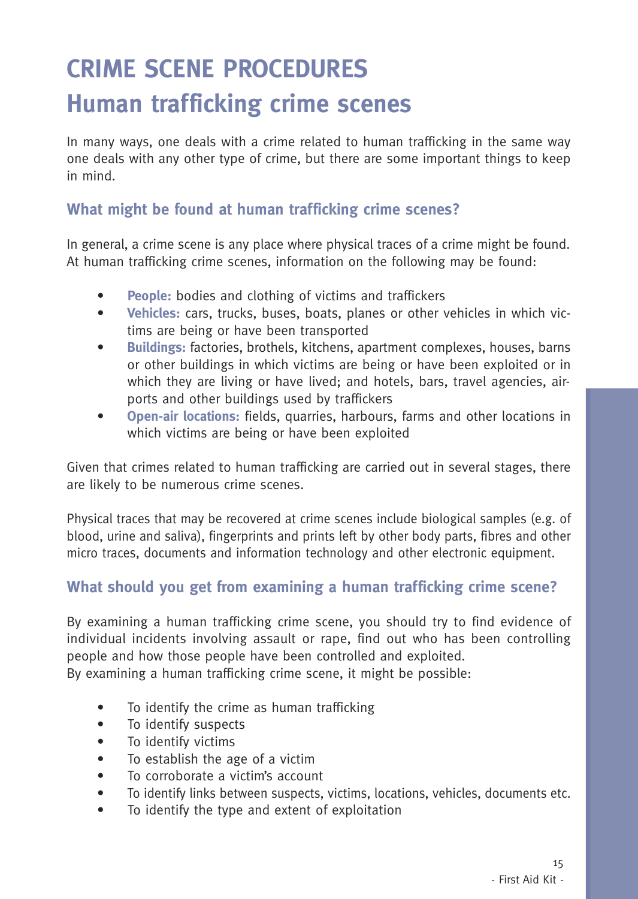# CRIME SCENE PROCEDURES
# Human trafficking crime scenes

In many ways, one deals with a crime related to human trafficking in the same way one deals with any other type of crime, but there are some important things to keep in mind.

## What might be found at human trafficking crime scenes?

In general, a crime scene is any place where physical traces of a crime might be found. At human trafficking crime scenes, information on the following may be found:

- **People:** bodies and clothing of victims and traffickers
- **Vehicles:** cars, trucks, buses, boats, planes or other vehicles in which victims are being or have been transported
- **Buildings:** factories, brothels, kitchens, apartment complexes, houses, barns or other buildings in which victims are being or have been exploited or in which they are living or have lived; and hotels, bars, travel agencies, airports and other buildings used by traffickers
- **Open-air locations:** fields, quarries, harbours, farms and other locations in which victims are being or have been exploited

Given that crimes related to human trafficking are carried out in several stages, there are likely to be numerous crime scenes.

Physical traces that may be recovered at crime scenes include biological samples (e.g. of blood, urine and saliva), fingerprints and prints left by other body parts, fibres and other micro traces, documents and information technology and other electronic equipment.

## What should you get from examining a human trafficking crime scene?

By examining a human trafficking crime scene, you should try to find evidence of individual incidents involving assault or rape, find out who has been controlling people and how those people have been controlled and exploited.
By examining a human trafficking crime scene, it might be possible:

- To identify the crime as human trafficking
- To identify suspects
- To identify victims
- To establish the age of a victim
- To corroborate a victim's account
- To identify links between suspects, victims, locations, vehicles, documents etc.
- To identify the type and extent of exploitation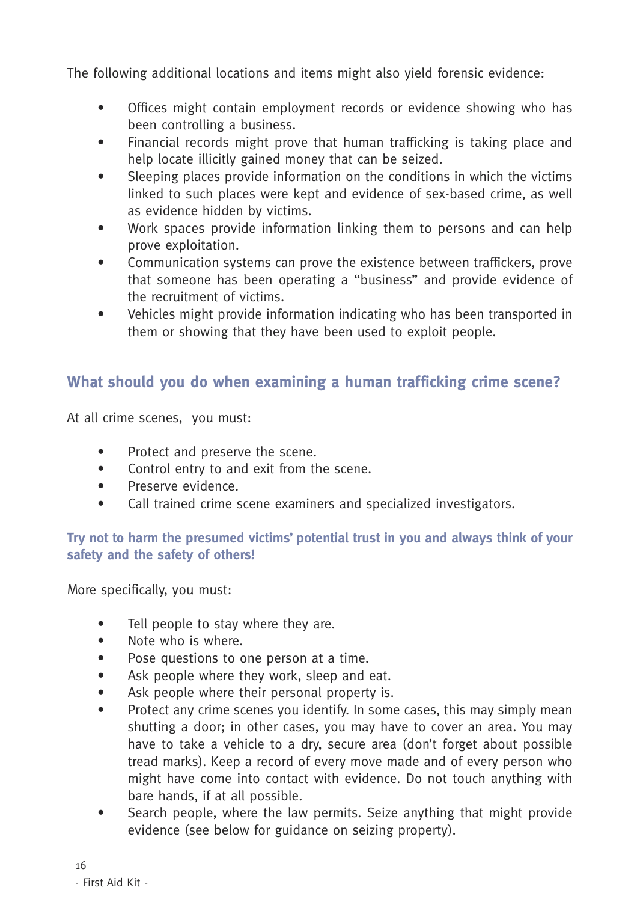The following additional locations and items might also yield forensic evidence:

- Offices might contain employment records or evidence showing who has been controlling a business.
- Financial records might prove that human trafficking is taking place and help locate illicitly gained money that can be seized.
- Sleeping places provide information on the conditions in which the victims linked to such places were kept and evidence of sex-based crime, as well as evidence hidden by victims.
- Work spaces provide information linking them to persons and can help prove exploitation.
- Communication systems can prove the existence between traffickers, prove that someone has been operating a "business" and provide evidence of the recruitment of victims.
- Vehicles might provide information indicating who has been transported in them or showing that they have been used to exploit people.

## What should you do when examining a human trafficking crime scene?

At all crime scenes, you must:

- Protect and preserve the scene.
- Control entry to and exit from the scene.
- Preserve evidence.
- Call trained crime scene examiners and specialized investigators.

**Try not to harm the presumed victims' potential trust in you and always think of your safety and the safety of others!**

More specifically, you must:

- Tell people to stay where they are.
- Note who is where.
- Pose questions to one person at a time.
- Ask people where they work, sleep and eat.
- Ask people where their personal property is.
- Protect any crime scenes you identify. In some cases, this may simply mean shutting a door; in other cases, you may have to cover an area. You may have to take a vehicle to a dry, secure area (don't forget about possible tread marks). Keep a record of every move made and of every person who might have come into contact with evidence. Do not touch anything with bare hands, if at all possible.
- Search people, where the law permits. Seize anything that might provide evidence (see below for guidance on seizing property).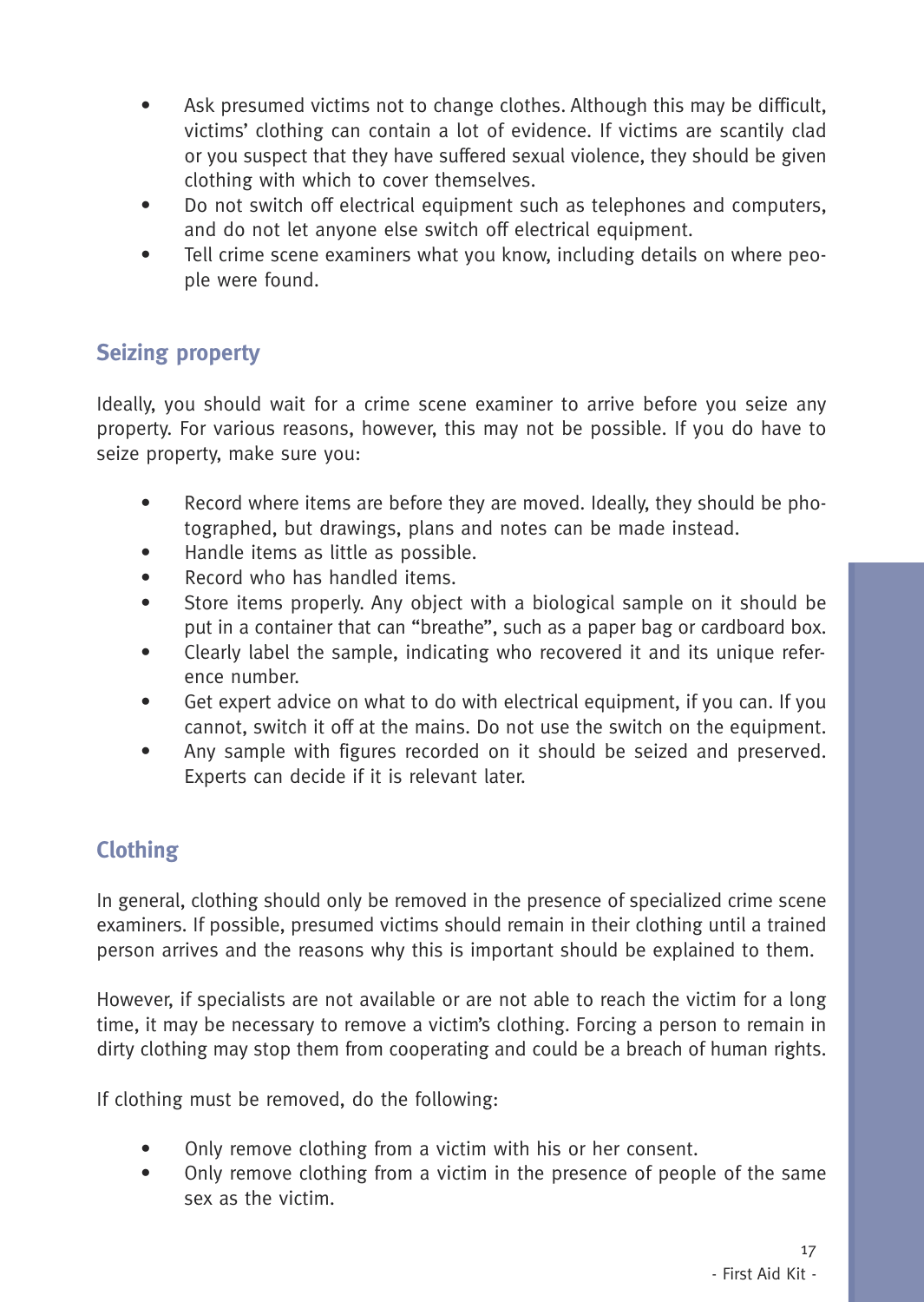- Ask presumed victims not to change clothes. Although this may be difficult, victims' clothing can contain a lot of evidence. If victims are scantily clad or you suspect that they have suffered sexual violence, they should be given clothing with which to cover themselves.
- Do not switch off electrical equipment such as telephones and computers, and do not let anyone else switch off electrical equipment.
- Tell crime scene examiners what you know, including details on where people were found.

## Seizing property

Ideally, you should wait for a crime scene examiner to arrive before you seize any property. For various reasons, however, this may not be possible. If you do have to seize property, make sure you:

- Record where items are before they are moved. Ideally, they should be photographed, but drawings, plans and notes can be made instead.
- Handle items as little as possible.
- Record who has handled items.
- Store items properly. Any object with a biological sample on it should be put in a container that can "breathe", such as a paper bag or cardboard box.
- Clearly label the sample, indicating who recovered it and its unique reference number.
- Get expert advice on what to do with electrical equipment, if you can. If you cannot, switch it off at the mains. Do not use the switch on the equipment.
- Any sample with figures recorded on it should be seized and preserved. Experts can decide if it is relevant later.

## Clothing

In general, clothing should only be removed in the presence of specialized crime scene examiners. If possible, presumed victims should remain in their clothing until a trained person arrives and the reasons why this is important should be explained to them.

However, if specialists are not available or are not able to reach the victim for a long time, it may be necessary to remove a victim's clothing. Forcing a person to remain in dirty clothing may stop them from cooperating and could be a breach of human rights.

If clothing must be removed, do the following:

- Only remove clothing from a victim with his or her consent.
- Only remove clothing from a victim in the presence of people of the same sex as the victim.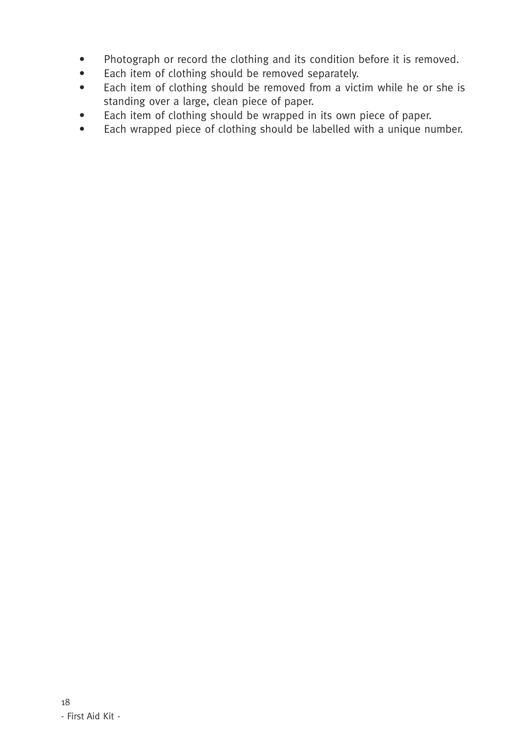- Photograph or record the clothing and its condition before it is removed.
- Each item of clothing should be removed separately.
- Each item of clothing should be removed from a victim while he or she is standing over a large, clean piece of paper.
- Each item of clothing should be wrapped in its own piece of paper.
- Each wrapped piece of clothing should be labelled with a unique number.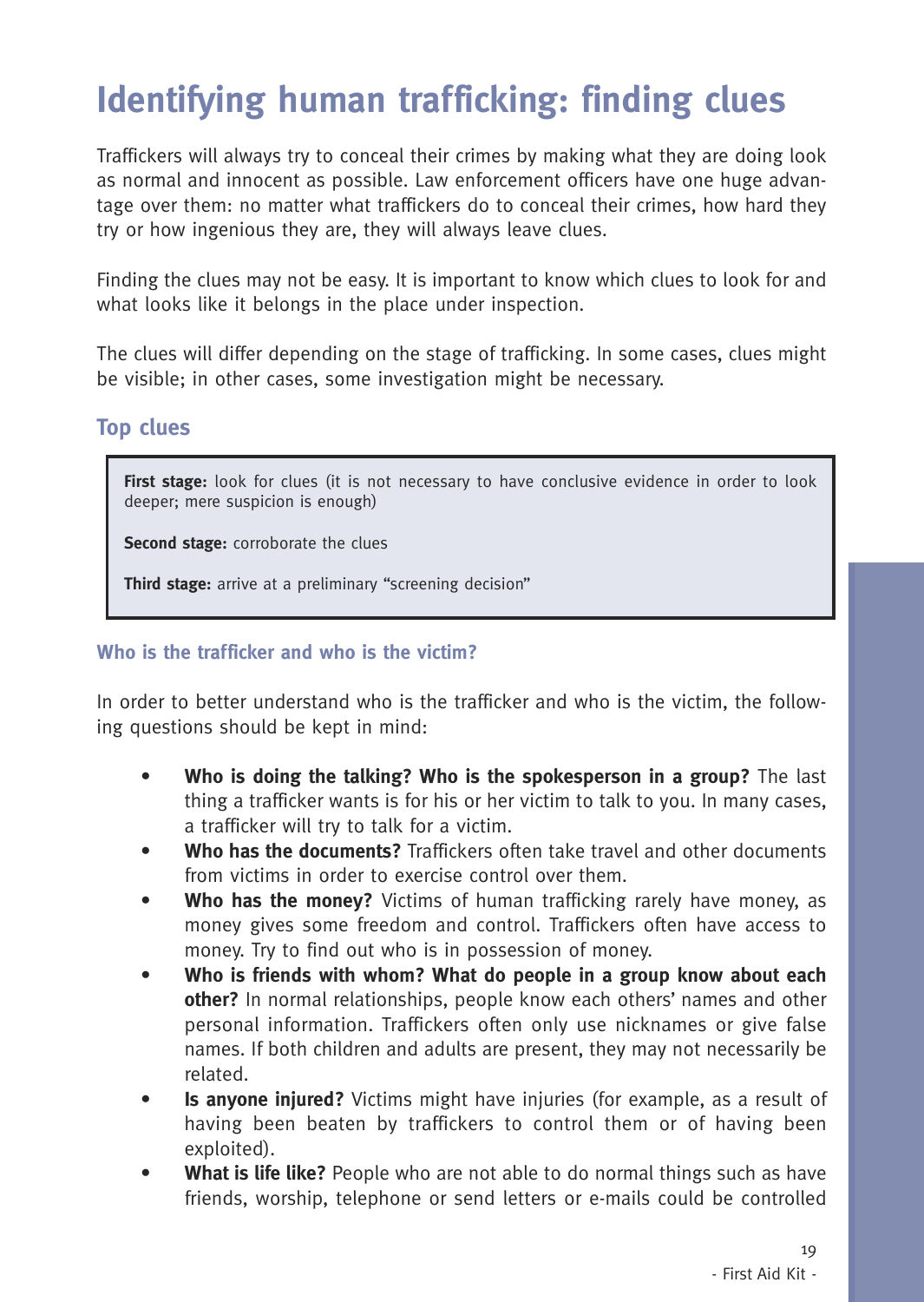# Identifying human trafficking: finding clues

Traffickers will always try to conceal their crimes by making what they are doing look as normal and innocent as possible. Law enforcement officers have one huge advantage over them: no matter what traffickers do to conceal their crimes, how hard they try or how ingenious they are, they will always leave clues.

Finding the clues may not be easy. It is important to know which clues to look for and what looks like it belongs in the place under inspection.

The clues will differ depending on the stage of trafficking. In some cases, clues might be visible; in other cases, some investigation might be necessary.

## Top clues

**First stage:** look for clues (it is not necessary to have conclusive evidence in order to look deeper; mere suspicion is enough)

**Second stage:** corroborate the clues

**Third stage:** arrive at a preliminary "screening decision"

### Who is the trafficker and who is the victim?

In order to better understand who is the trafficker and who is the victim, the following questions should be kept in mind:

- **Who is doing the talking? Who is the spokesperson in a group?** The last thing a trafficker wants is for his or her victim to talk to you. In many cases, a trafficker will try to talk for a victim.
- **Who has the documents?** Traffickers often take travel and other documents from victims in order to exercise control over them.
- **Who has the money?** Victims of human trafficking rarely have money, as money gives some freedom and control. Traffickers often have access to money. Try to find out who is in possession of money.
- **Who is friends with whom? What do people in a group know about each other?** In normal relationships, people know each others' names and other personal information. Traffickers often only use nicknames or give false names. If both children and adults are present, they may not necessarily be related.
- **Is anyone injured?** Victims might have injuries (for example, as a result of having been beaten by traffickers to control them or of having been exploited).
- **What is life like?** People who are not able to do normal things such as have friends, worship, telephone or send letters or e-mails could be controlled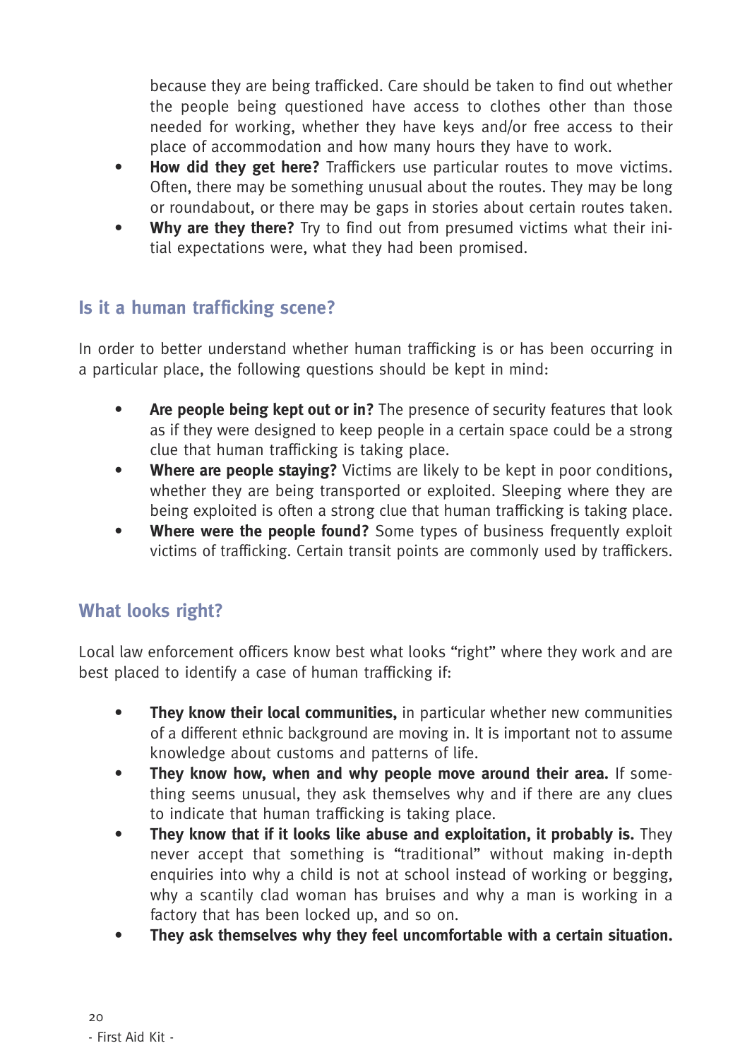because they are being trafficked. Care should be taken to find out whether the people being questioned have access to clothes other than those needed for working, whether they have keys and/or free access to their place of accommodation and how many hours they have to work.

- **How did they get here?** Traffickers use particular routes to move victims. Often, there may be something unusual about the routes. They may be long or roundabout, or there may be gaps in stories about certain routes taken.
- **Why are they there?** Try to find out from presumed victims what their initial expectations were, what they had been promised.

## Is it a human trafficking scene?

In order to better understand whether human trafficking is or has been occurring in a particular place, the following questions should be kept in mind:

- **Are people being kept out or in?** The presence of security features that look as if they were designed to keep people in a certain space could be a strong clue that human trafficking is taking place.
- **Where are people staying?** Victims are likely to be kept in poor conditions, whether they are being transported or exploited. Sleeping where they are being exploited is often a strong clue that human trafficking is taking place.
- **Where were the people found?** Some types of business frequently exploit victims of trafficking. Certain transit points are commonly used by traffickers.

## What looks right?

Local law enforcement officers know best what looks "right" where they work and are best placed to identify a case of human trafficking if:

- **They know their local communities,** in particular whether new communities of a different ethnic background are moving in. It is important not to assume knowledge about customs and patterns of life.
- **They know how, when and why people move around their area.** If something seems unusual, they ask themselves why and if there are any clues to indicate that human trafficking is taking place.
- **They know that if it looks like abuse and exploitation, it probably is.** They never accept that something is "traditional" without making in-depth enquiries into why a child is not at school instead of working or begging, why a scantily clad woman has bruises and why a man is working in a factory that has been locked up, and so on.
- **They ask themselves why they feel uncomfortable with a certain situation.**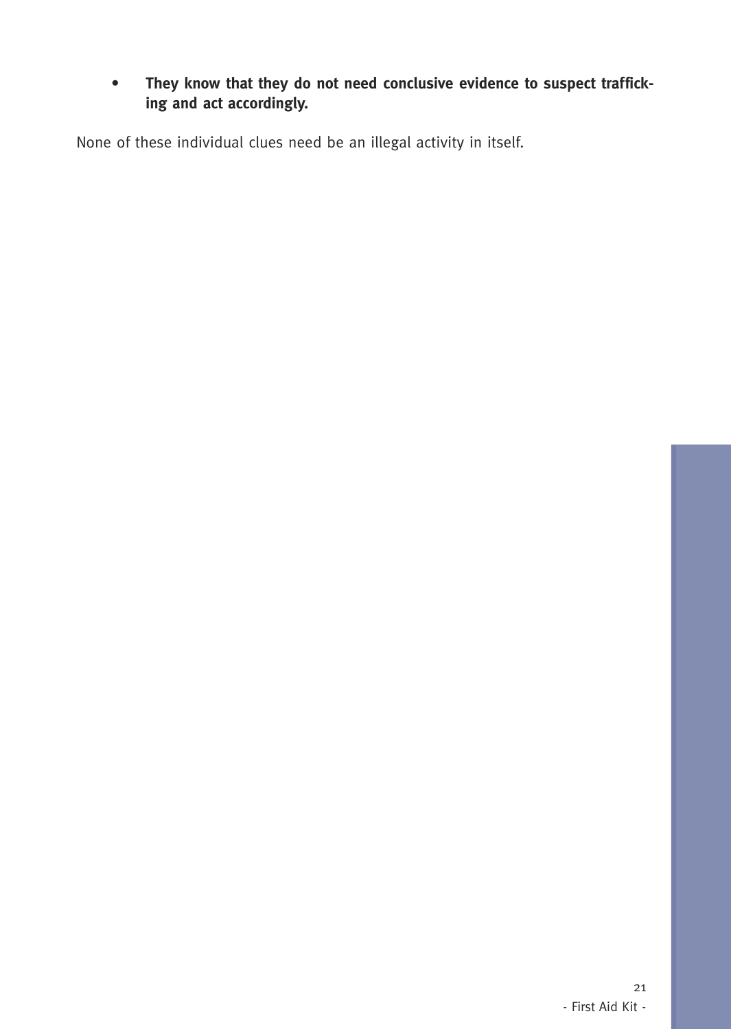- **They know that they do not need conclusive evidence to suspect trafficking and act accordingly.**

None of these individual clues need be an illegal activity in itself.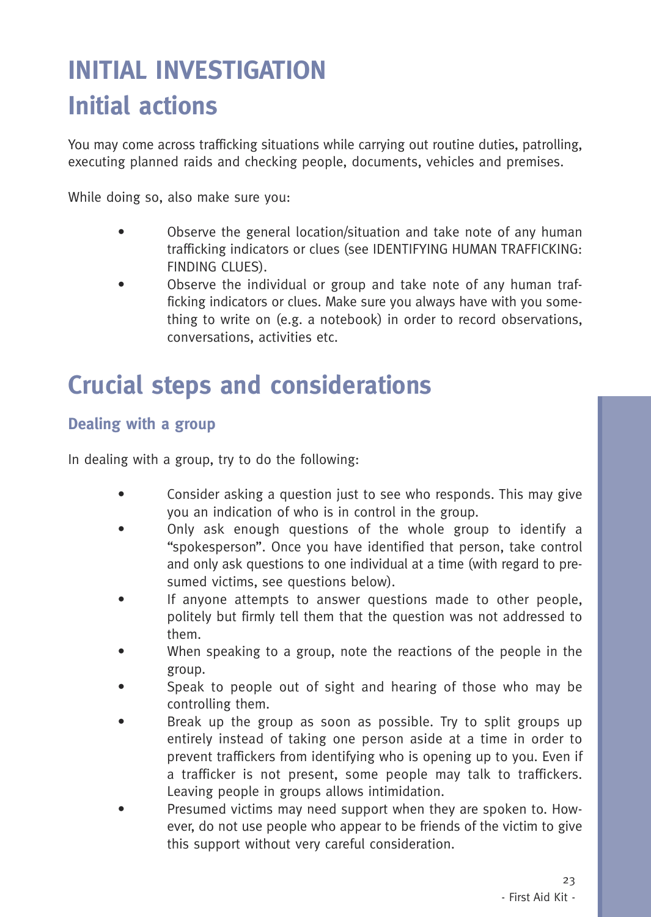# INITIAL INVESTIGATION

## Initial actions

You may come across trafficking situations while carrying out routine duties, patrolling, executing planned raids and checking people, documents, vehicles and premises.

While doing so, also make sure you:

- Observe the general location/situation and take note of any human trafficking indicators or clues (see IDENTIFYING HUMAN TRAFFICKING: FINDING CLUES).
- Observe the individual or group and take note of any human trafficking indicators or clues. Make sure you always have with you something to write on (e.g. a notebook) in order to record observations, conversations, activities etc.

## Crucial steps and considerations

### Dealing with a group

In dealing with a group, try to do the following:

- Consider asking a question just to see who responds. This may give you an indication of who is in control in the group.
- Only ask enough questions of the whole group to identify a "spokesperson". Once you have identified that person, take control and only ask questions to one individual at a time (with regard to presumed victims, see questions below).
- If anyone attempts to answer questions made to other people, politely but firmly tell them that the question was not addressed to them.
- When speaking to a group, note the reactions of the people in the group.
- Speak to people out of sight and hearing of those who may be controlling them.
- Break up the group as soon as possible. Try to split groups up entirely instead of taking one person aside at a time in order to prevent traffickers from identifying who is opening up to you. Even if a trafficker is not present, some people may talk to traffickers. Leaving people in groups allows intimidation.
- Presumed victims may need support when they are spoken to. However, do not use people who appear to be friends of the victim to give this support without very careful consideration.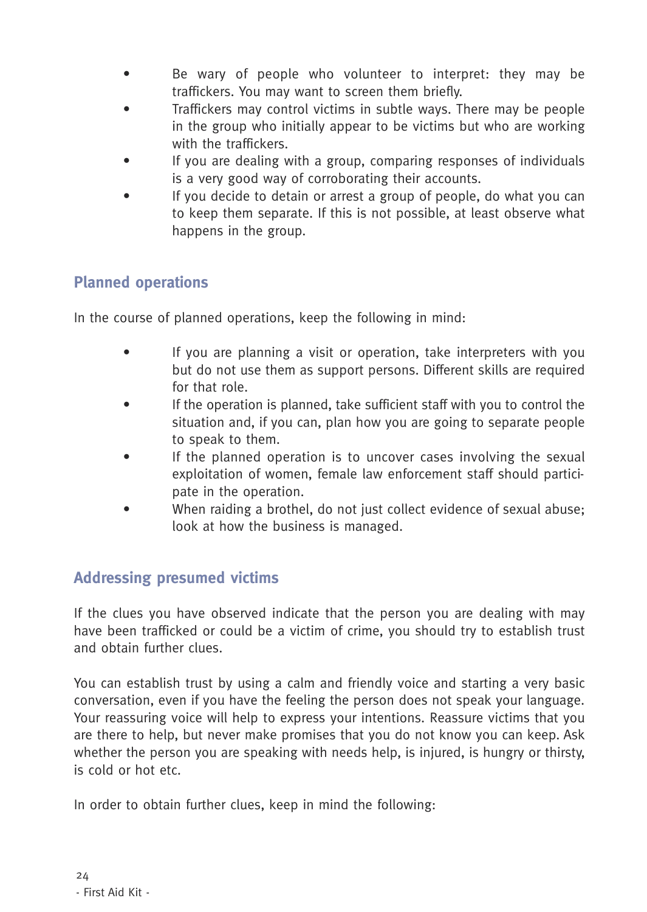- Be wary of people who volunteer to interpret: they may be traffickers. You may want to screen them briefly.
- Traffickers may control victims in subtle ways. There may be people in the group who initially appear to be victims but who are working with the traffickers.
- If you are dealing with a group, comparing responses of individuals is a very good way of corroborating their accounts.
- If you decide to detain or arrest a group of people, do what you can to keep them separate. If this is not possible, at least observe what happens in the group.

## Planned operations

In the course of planned operations, keep the following in mind:

- If you are planning a visit or operation, take interpreters with you but do not use them as support persons. Different skills are required for that role.
- If the operation is planned, take sufficient staff with you to control the situation and, if you can, plan how you are going to separate people to speak to them.
- If the planned operation is to uncover cases involving the sexual exploitation of women, female law enforcement staff should participate in the operation.
- When raiding a brothel, do not just collect evidence of sexual abuse; look at how the business is managed.

## Addressing presumed victims

If the clues you have observed indicate that the person you are dealing with may have been trafficked or could be a victim of crime, you should try to establish trust and obtain further clues.

You can establish trust by using a calm and friendly voice and starting a very basic conversation, even if you have the feeling the person does not speak your language. Your reassuring voice will help to express your intentions. Reassure victims that you are there to help, but never make promises that you do not know you can keep. Ask whether the person you are speaking with needs help, is injured, is hungry or thirsty, is cold or hot etc.

In order to obtain further clues, keep in mind the following: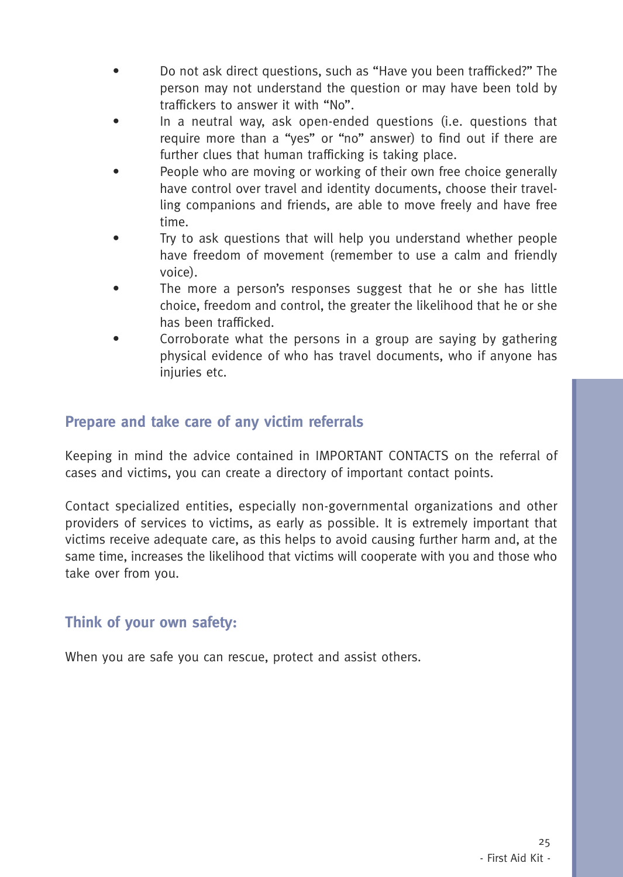- Do not ask direct questions, such as "Have you been trafficked?" The person may not understand the question or may have been told by traffickers to answer it with "No".
- In a neutral way, ask open-ended questions (i.e. questions that require more than a "yes" or "no" answer) to find out if there are further clues that human trafficking is taking place.
- People who are moving or working of their own free choice generally have control over travel and identity documents, choose their travelling companions and friends, are able to move freely and have free time.
- Try to ask questions that will help you understand whether people have freedom of movement (remember to use a calm and friendly voice).
- The more a person's responses suggest that he or she has little choice, freedom and control, the greater the likelihood that he or she has been trafficked.
- Corroborate what the persons in a group are saying by gathering physical evidence of who has travel documents, who if anyone has injuries etc.

## Prepare and take care of any victim referrals

Keeping in mind the advice contained in IMPORTANT CONTACTS on the referral of cases and victims, you can create a directory of important contact points.

Contact specialized entities, especially non-governmental organizations and other providers of services to victims, as early as possible. It is extremely important that victims receive adequate care, as this helps to avoid causing further harm and, at the same time, increases the likelihood that victims will cooperate with you and those who take over from you.

## Think of your own safety:

When you are safe you can rescue, protect and assist others.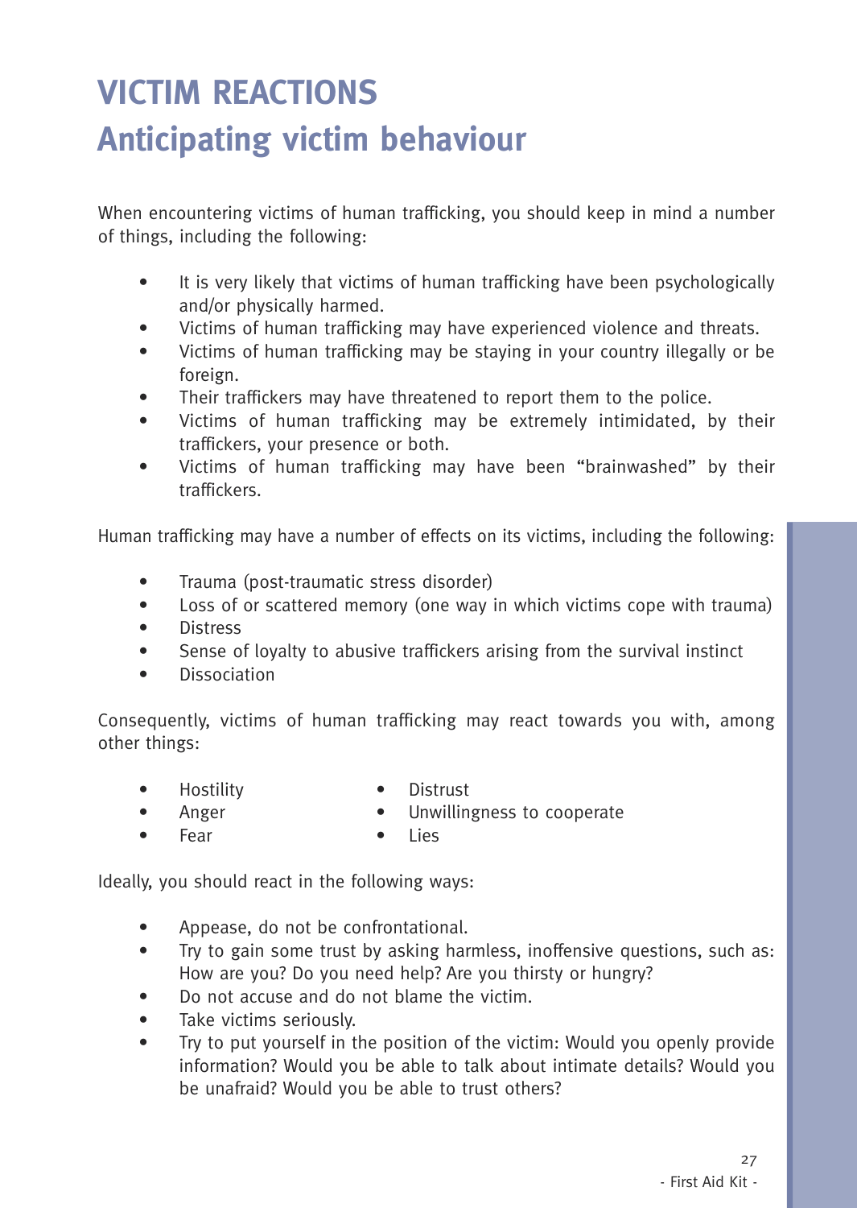# VICTIM REACTIONS

## Anticipating victim behaviour

When encountering victims of human trafficking, you should keep in mind a number of things, including the following:

- It is very likely that victims of human trafficking have been psychologically and/or physically harmed.
- Victims of human trafficking may have experienced violence and threats.
- Victims of human trafficking may be staying in your country illegally or be foreign.
- Their traffickers may have threatened to report them to the police.
- Victims of human trafficking may be extremely intimidated, by their traffickers, your presence or both.
- Victims of human trafficking may have been "brainwashed" by their traffickers.

Human trafficking may have a number of effects on its victims, including the following:

- Trauma (post-traumatic stress disorder)
- Loss of or scattered memory (one way in which victims cope with trauma)
- Distress
- Sense of loyalty to abusive traffickers arising from the survival instinct
- Dissociation

Consequently, victims of human trafficking may react towards you with, among other things:

- Hostility
- Anger
- Fear
- Distrust
- Unwillingness to cooperate
- Lies

Ideally, you should react in the following ways:

- Appease, do not be confrontational.
- Try to gain some trust by asking harmless, inoffensive questions, such as: How are you? Do you need help? Are you thirsty or hungry?
- Do not accuse and do not blame the victim.
- Take victims seriously.
- Try to put yourself in the position of the victim: Would you openly provide information? Would you be able to talk about intimate details? Would you be unafraid? Would you be able to trust others?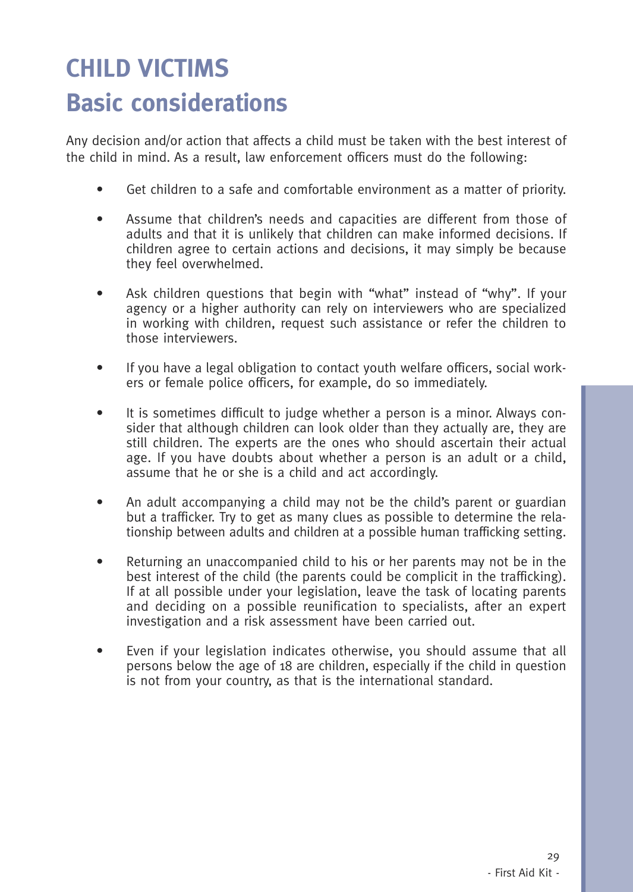# CHILD VICTIMS
## Basic considerations

Any decision and/or action that affects a child must be taken with the best interest of the child in mind. As a result, law enforcement officers must do the following:

- Get children to a safe and comfortable environment as a matter of priority.
- Assume that children's needs and capacities are different from those of adults and that it is unlikely that children can make informed decisions. If children agree to certain actions and decisions, it may simply be because they feel overwhelmed.
- Ask children questions that begin with "what" instead of "why". If your agency or a higher authority can rely on interviewers who are specialized in working with children, request such assistance or refer the children to those interviewers.
- If you have a legal obligation to contact youth welfare officers, social workers or female police officers, for example, do so immediately.
- It is sometimes difficult to judge whether a person is a minor. Always consider that although children can look older than they actually are, they are still children. The experts are the ones who should ascertain their actual age. If you have doubts about whether a person is an adult or a child, assume that he or she is a child and act accordingly.
- An adult accompanying a child may not be the child's parent or guardian but a trafficker. Try to get as many clues as possible to determine the relationship between adults and children at a possible human trafficking setting.
- Returning an unaccompanied child to his or her parents may not be in the best interest of the child (the parents could be complicit in the trafficking). If at all possible under your legislation, leave the task of locating parents and deciding on a possible reunification to specialists, after an expert investigation and a risk assessment have been carried out.
- Even if your legislation indicates otherwise, you should assume that all persons below the age of 18 are children, especially if the child in question is not from your country, as that is the international standard.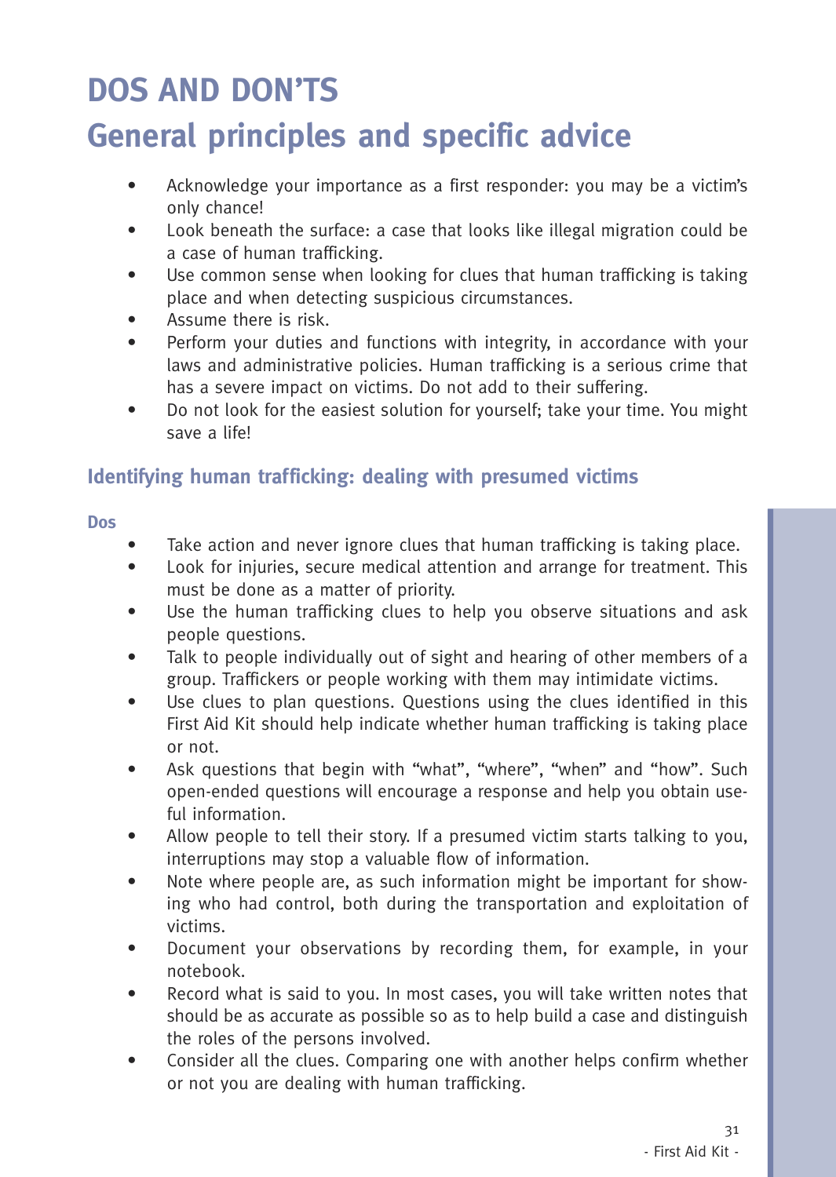# DOS AND DON'TS

# General principles and specific advice

- Acknowledge your importance as a first responder: you may be a victim's only chance!
- Look beneath the surface: a case that looks like illegal migration could be a case of human trafficking.
- Use common sense when looking for clues that human trafficking is taking place and when detecting suspicious circumstances.
- Assume there is risk.
- Perform your duties and functions with integrity, in accordance with your laws and administrative policies. Human trafficking is a serious crime that has a severe impact on victims. Do not add to their suffering.
- Do not look for the easiest solution for yourself; take your time. You might save a life!

## Identifying human trafficking: dealing with presumed victims

### Dos

- Take action and never ignore clues that human trafficking is taking place.
- Look for injuries, secure medical attention and arrange for treatment. This must be done as a matter of priority.
- Use the human trafficking clues to help you observe situations and ask people questions.
- Talk to people individually out of sight and hearing of other members of a group. Traffickers or people working with them may intimidate victims.
- Use clues to plan questions. Questions using the clues identified in this First Aid Kit should help indicate whether human trafficking is taking place or not.
- Ask questions that begin with "what", "where", "when" and "how". Such open-ended questions will encourage a response and help you obtain useful information.
- Allow people to tell their story. If a presumed victim starts talking to you, interruptions may stop a valuable flow of information.
- Note where people are, as such information might be important for showing who had control, both during the transportation and exploitation of victims.
- Document your observations by recording them, for example, in your notebook.
- Record what is said to you. In most cases, you will take written notes that should be as accurate as possible so as to help build a case and distinguish the roles of the persons involved.
- Consider all the clues. Comparing one with another helps confirm whether or not you are dealing with human trafficking.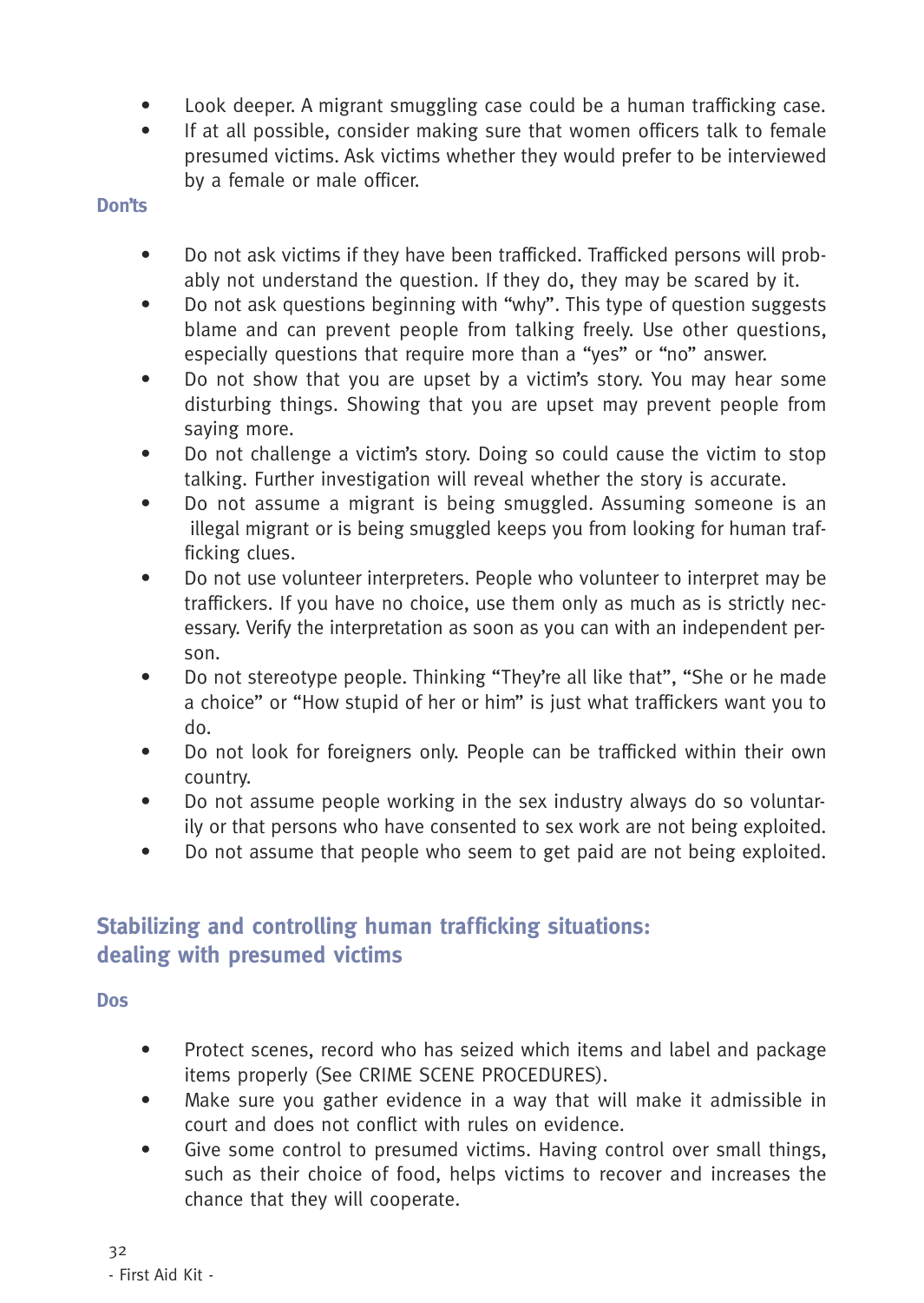- Look deeper. A migrant smuggling case could be a human trafficking case.
- If at all possible, consider making sure that women officers talk to female presumed victims. Ask victims whether they would prefer to be interviewed by a female or male officer.

### Don'ts

- Do not ask victims if they have been trafficked. Trafficked persons will probably not understand the question. If they do, they may be scared by it.
- Do not ask questions beginning with "why". This type of question suggests blame and can prevent people from talking freely. Use other questions, especially questions that require more than a "yes" or "no" answer.
- Do not show that you are upset by a victim's story. You may hear some disturbing things. Showing that you are upset may prevent people from saying more.
- Do not challenge a victim's story. Doing so could cause the victim to stop talking. Further investigation will reveal whether the story is accurate.
- Do not assume a migrant is being smuggled. Assuming someone is an illegal migrant or is being smuggled keeps you from looking for human trafficking clues.
- Do not use volunteer interpreters. People who volunteer to interpret may be traffickers. If you have no choice, use them only as much as is strictly necessary. Verify the interpretation as soon as you can with an independent person.
- Do not stereotype people. Thinking "They're all like that", "She or he made a choice" or "How stupid of her or him" is just what traffickers want you to do.
- Do not look for foreigners only. People can be trafficked within their own country.
- Do not assume people working in the sex industry always do so voluntarily or that persons who have consented to sex work are not being exploited.
- Do not assume that people who seem to get paid are not being exploited.

## Stabilizing and controlling human trafficking situations: dealing with presumed victims

### Dos

- Protect scenes, record who has seized which items and label and package items properly (See CRIME SCENE PROCEDURES).
- Make sure you gather evidence in a way that will make it admissible in court and does not conflict with rules on evidence.
- Give some control to presumed victims. Having control over small things, such as their choice of food, helps victims to recover and increases the chance that they will cooperate.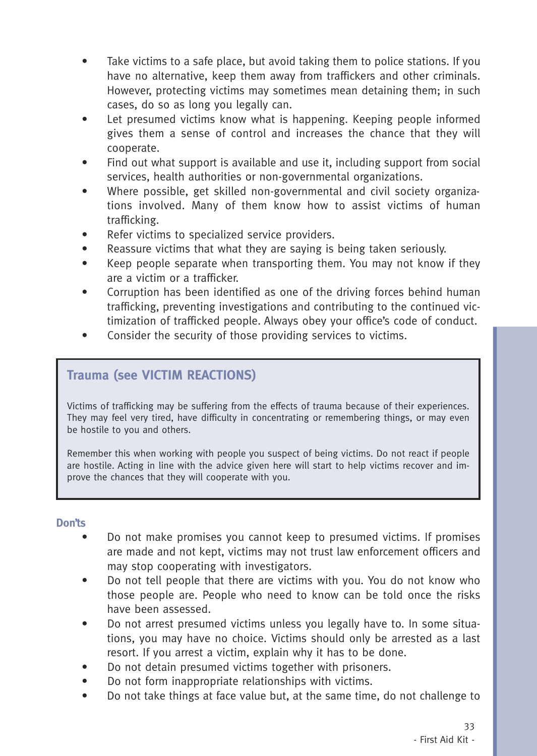- Take victims to a safe place, but avoid taking them to police stations. If you have no alternative, keep them away from traffickers and other criminals. However, protecting victims may sometimes mean detaining them; in such cases, do so as long you legally can.
- Let presumed victims know what is happening. Keeping people informed gives them a sense of control and increases the chance that they will cooperate.
- Find out what support is available and use it, including support from social services, health authorities or non-governmental organizations.
- Where possible, get skilled non-governmental and civil society organizations involved. Many of them know how to assist victims of human trafficking.
- Refer victims to specialized service providers.
- Reassure victims that what they are saying is being taken seriously.
- Keep people separate when transporting them. You may not know if they are a victim or a trafficker.
- Corruption has been identified as one of the driving forces behind human trafficking, preventing investigations and contributing to the continued victimization of trafficked people. Always obey your office's code of conduct.
- Consider the security of those providing services to victims.

### Trauma (see VICTIM REACTIONS)

Victims of trafficking may be suffering from the effects of trauma because of their experiences. They may feel very tired, have difficulty in concentrating or remembering things, or may even be hostile to you and others.

Remember this when working with people you suspect of being victims. Do not react if people are hostile. Acting in line with the advice given here will start to help victims recover and improve the chances that they will cooperate with you.

### Don'ts

- Do not make promises you cannot keep to presumed victims. If promises are made and not kept, victims may not trust law enforcement officers and may stop cooperating with investigators.
- Do not tell people that there are victims with you. You do not know who those people are. People who need to know can be told once the risks have been assessed.
- Do not arrest presumed victims unless you legally have to. In some situations, you may have no choice. Victims should only be arrested as a last resort. If you arrest a victim, explain why it has to be done.
- Do not detain presumed victims together with prisoners.
- Do not form inappropriate relationships with victims.
- Do not take things at face value but, at the same time, do not challenge to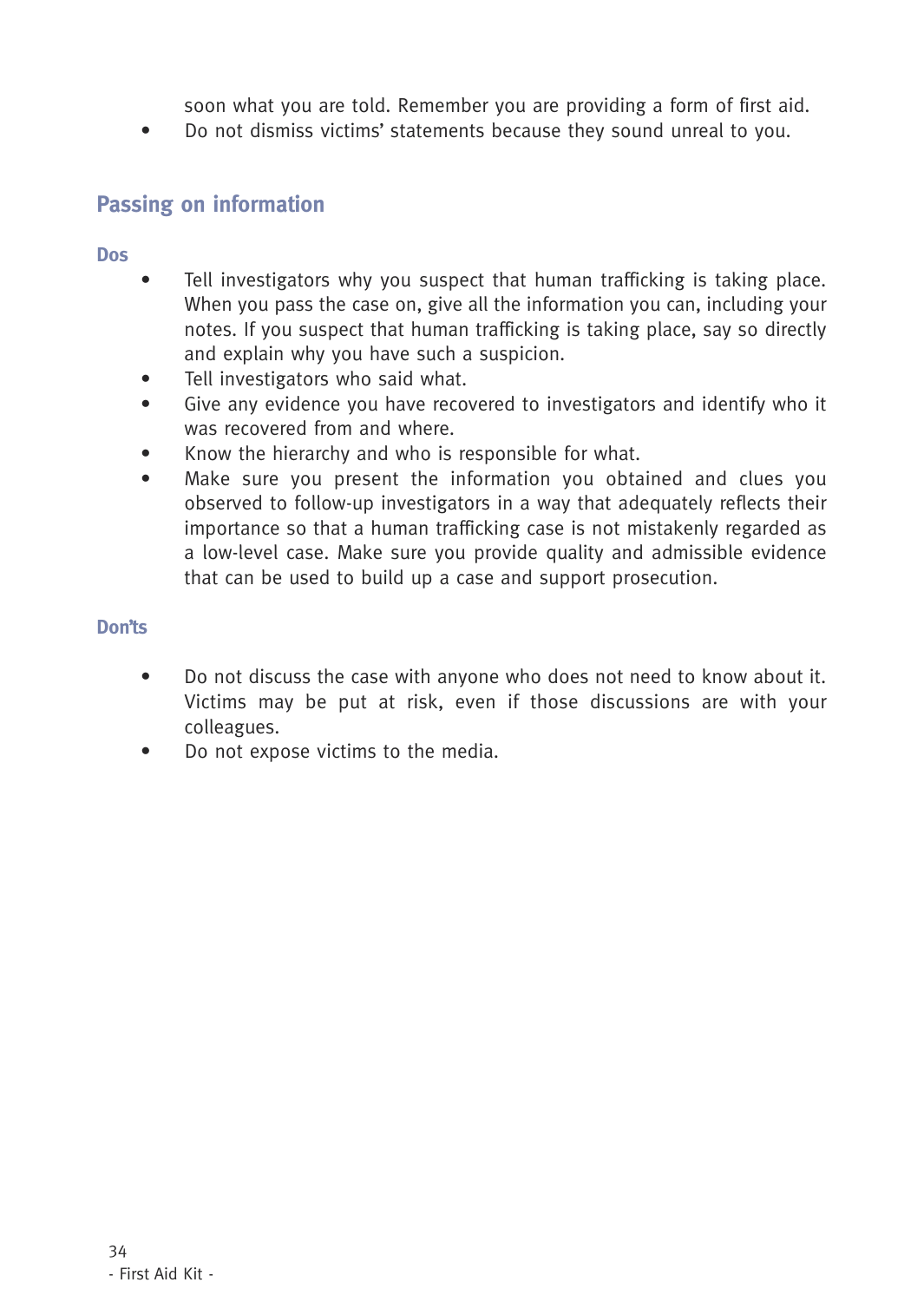soon what you are told. Remember you are providing a form of first aid.

- Do not dismiss victims' statements because they sound unreal to you.

## Passing on information

### Dos

- Tell investigators why you suspect that human trafficking is taking place. When you pass the case on, give all the information you can, including your notes. If you suspect that human trafficking is taking place, say so directly and explain why you have such a suspicion.
- Tell investigators who said what.
- Give any evidence you have recovered to investigators and identify who it was recovered from and where.
- Know the hierarchy and who is responsible for what.
- Make sure you present the information you obtained and clues you observed to follow-up investigators in a way that adequately reflects their importance so that a human trafficking case is not mistakenly regarded as a low-level case. Make sure you provide quality and admissible evidence that can be used to build up a case and support prosecution.

### Don'ts

- Do not discuss the case with anyone who does not need to know about it. Victims may be put at risk, even if those discussions are with your colleagues.
- Do not expose victims to the media.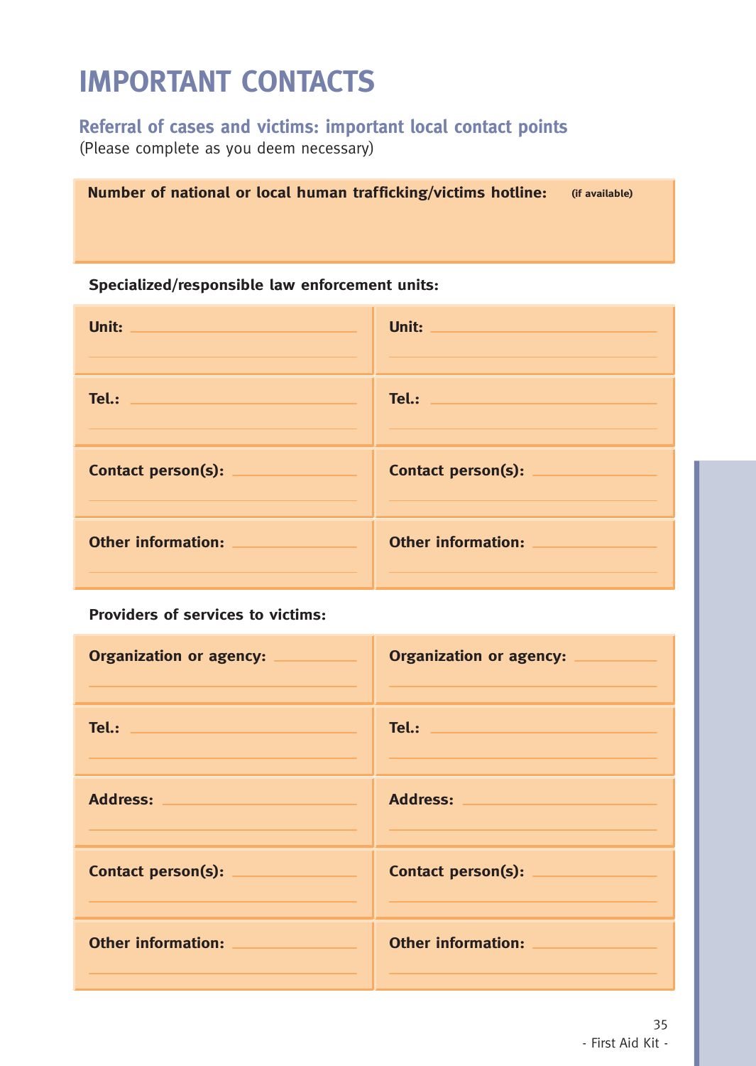# IMPORTANT CONTACTS

## Referral of cases and victims: important local contact points

(Please complete as you deem necessary)

**Number of national or local human trafficking/victims hotline:** **(if available)**

**Specialized/responsible law enforcement units:**

| | |
|---|---|
| **Unit:** | **Unit:** |
| **Tel.:** | **Tel.:** |
| **Contact person(s):** | **Contact person(s):** |
| **Other information:** | **Other information:** |

**Providers of services to victims:**

| | |
|---|---|
| **Organization or agency:** | **Organization or agency:** |
| **Tel.:** | **Tel.:** |
| **Address:** | **Address:** |
| **Contact person(s):** | **Contact person(s):** |
| **Other information:** | **Other information:** |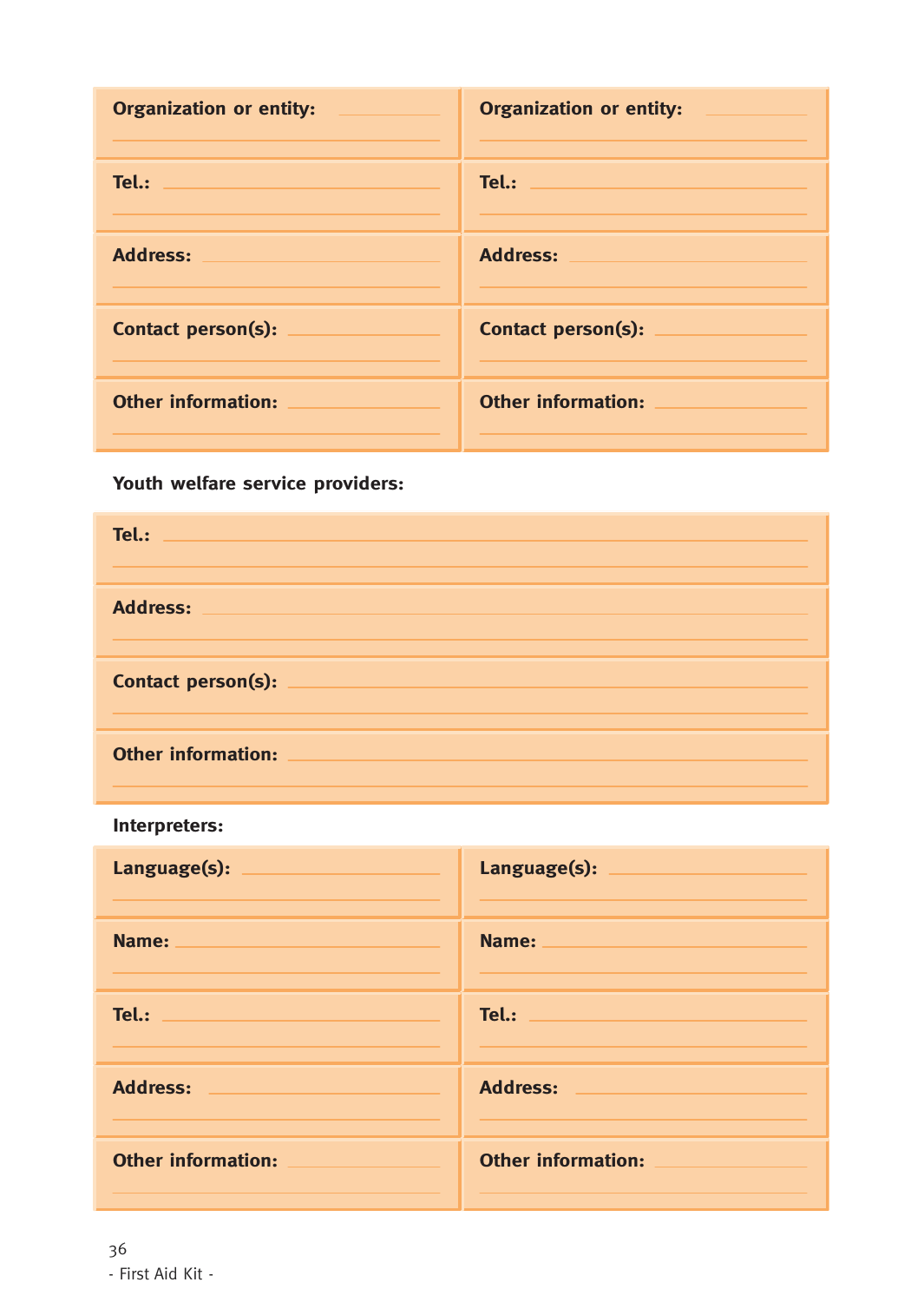| Organization or entity: | Organization or entity: |
|---|---|
| Tel.: | Tel.: |
| Address: | Address: |
| Contact person(s): | Contact person(s): |
| Other information: | Other information: |

**Youth welfare service providers:**

| Tel.: |
|---|
| Address: |
| Contact person(s): |
| Other information: |

**Interpreters:**

| Language(s): | Language(s): |
|---|---|
| Name: | Name: |
| Tel.: | Tel.: |
| Address: | Address: |
| Other information: | Other information: |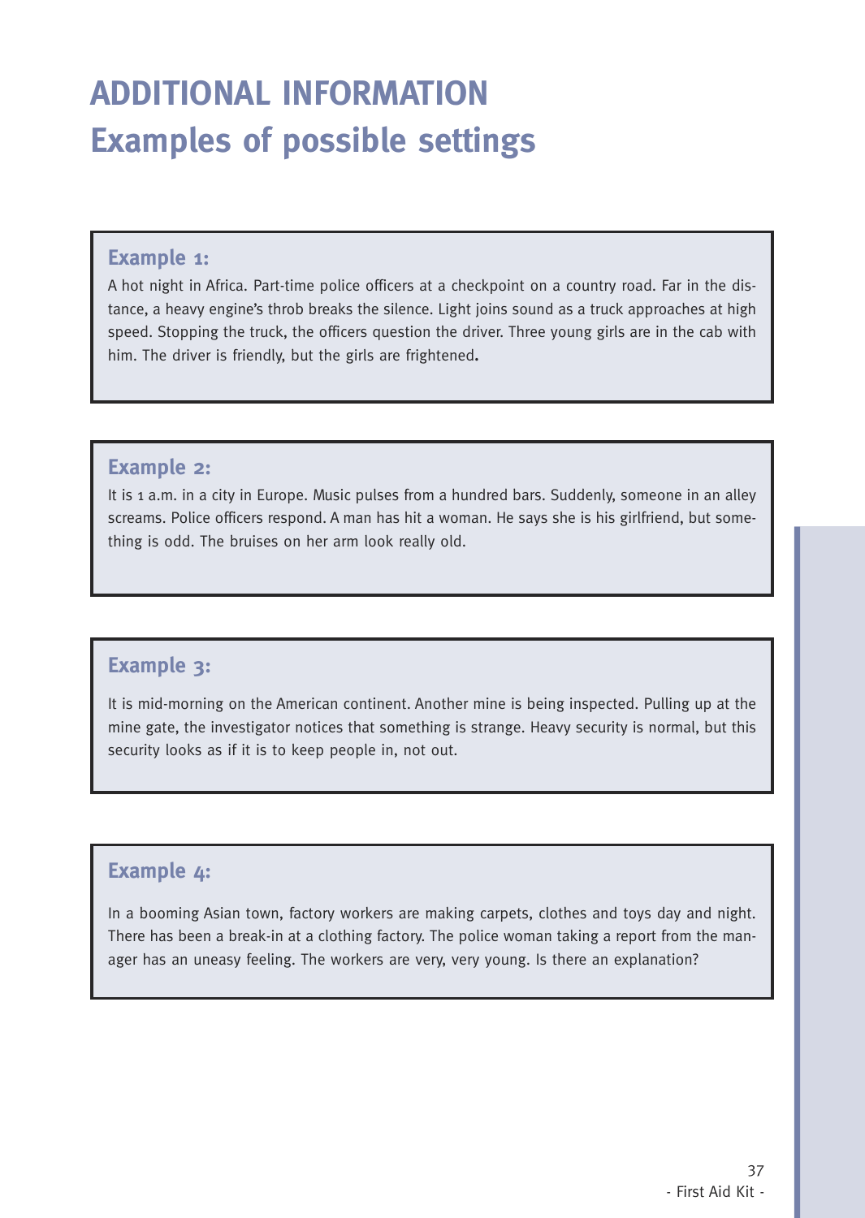# ADDITIONAL INFORMATION
# Examples of possible settings

### Example 1:

A hot night in Africa. Part-time police officers at a checkpoint on a country road. Far in the distance, a heavy engine's throb breaks the silence. Light joins sound as a truck approaches at high speed. Stopping the truck, the officers question the driver. Three young girls are in the cab with him. The driver is friendly, but the girls are frightened**.**

### Example 2:

It is 1 a.m. in a city in Europe. Music pulses from a hundred bars. Suddenly, someone in an alley screams. Police officers respond. A man has hit a woman. He says she is his girlfriend, but something is odd. The bruises on her arm look really old.

### Example 3:

It is mid-morning on the American continent. Another mine is being inspected. Pulling up at the mine gate, the investigator notices that something is strange. Heavy security is normal, but this security looks as if it is to keep people in, not out.

### Example 4:

In a booming Asian town, factory workers are making carpets, clothes and toys day and night. There has been a break-in at a clothing factory. The police woman taking a report from the manager has an uneasy feeling. The workers are very, very young. Is there an explanation?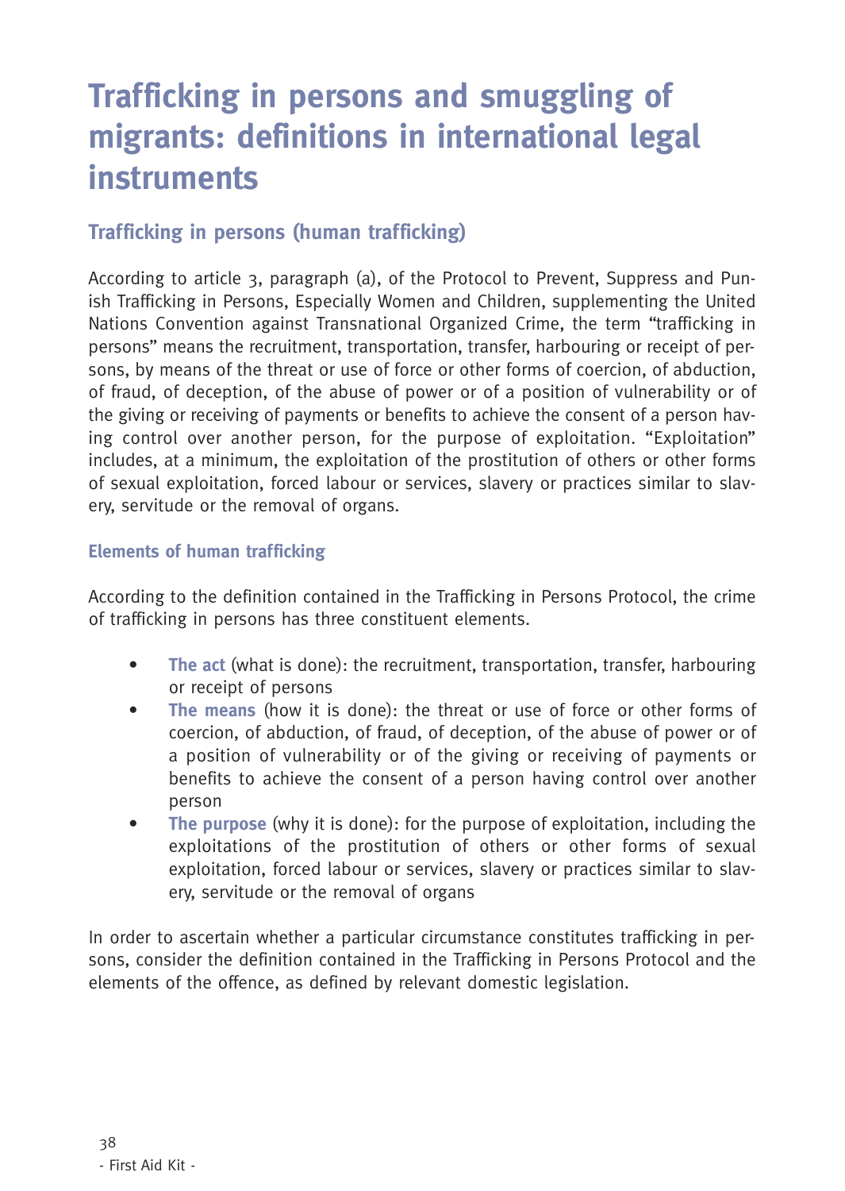# Trafficking in persons and smuggling of migrants: definitions in international legal instruments

## Trafficking in persons (human trafficking)

According to article 3, paragraph (a), of the Protocol to Prevent, Suppress and Punish Trafficking in Persons, Especially Women and Children, supplementing the United Nations Convention against Transnational Organized Crime, the term "trafficking in persons" means the recruitment, transportation, transfer, harbouring or receipt of persons, by means of the threat or use of force or other forms of coercion, of abduction, of fraud, of deception, of the abuse of power or of a position of vulnerability or of the giving or receiving of payments or benefits to achieve the consent of a person having control over another person, for the purpose of exploitation. "Exploitation" includes, at a minimum, the exploitation of the prostitution of others or other forms of sexual exploitation, forced labour or services, slavery or practices similar to slavery, servitude or the removal of organs.

### Elements of human trafficking

According to the definition contained in the Trafficking in Persons Protocol, the crime of trafficking in persons has three constituent elements.

- **The act** (what is done): the recruitment, transportation, transfer, harbouring or receipt of persons
- **The means** (how it is done): the threat or use of force or other forms of coercion, of abduction, of fraud, of deception, of the abuse of power or of a position of vulnerability or of the giving or receiving of payments or benefits to achieve the consent of a person having control over another person
- **The purpose** (why it is done): for the purpose of exploitation, including the exploitations of the prostitution of others or other forms of sexual exploitation, forced labour or services, slavery or practices similar to slavery, servitude or the removal of organs

In order to ascertain whether a particular circumstance constitutes trafficking in persons, consider the definition contained in the Trafficking in Persons Protocol and the elements of the offence, as defined by relevant domestic legislation.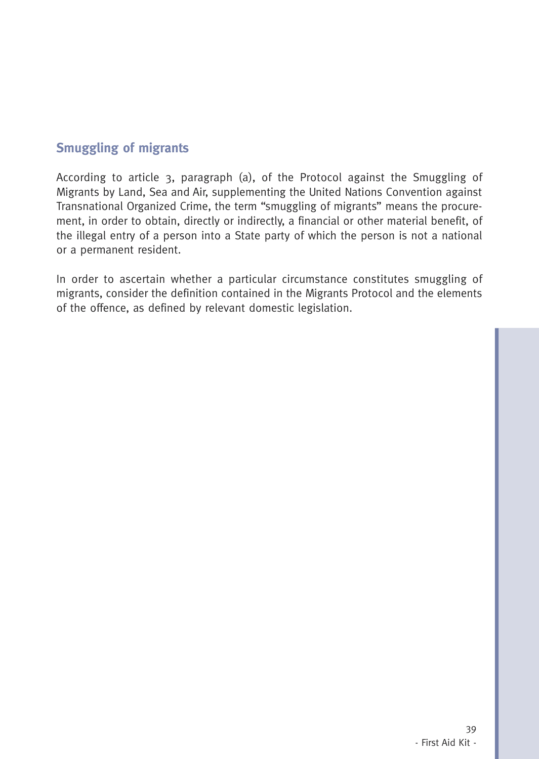## Smuggling of migrants

According to article 3, paragraph (a), of the Protocol against the Smuggling of Migrants by Land, Sea and Air, supplementing the United Nations Convention against Transnational Organized Crime, the term "smuggling of migrants" means the procurement, in order to obtain, directly or indirectly, a financial or other material benefit, of the illegal entry of a person into a State party of which the person is not a national or a permanent resident.

In order to ascertain whether a particular circumstance constitutes smuggling of migrants, consider the definition contained in the Migrants Protocol and the elements of the offence, as defined by relevant domestic legislation.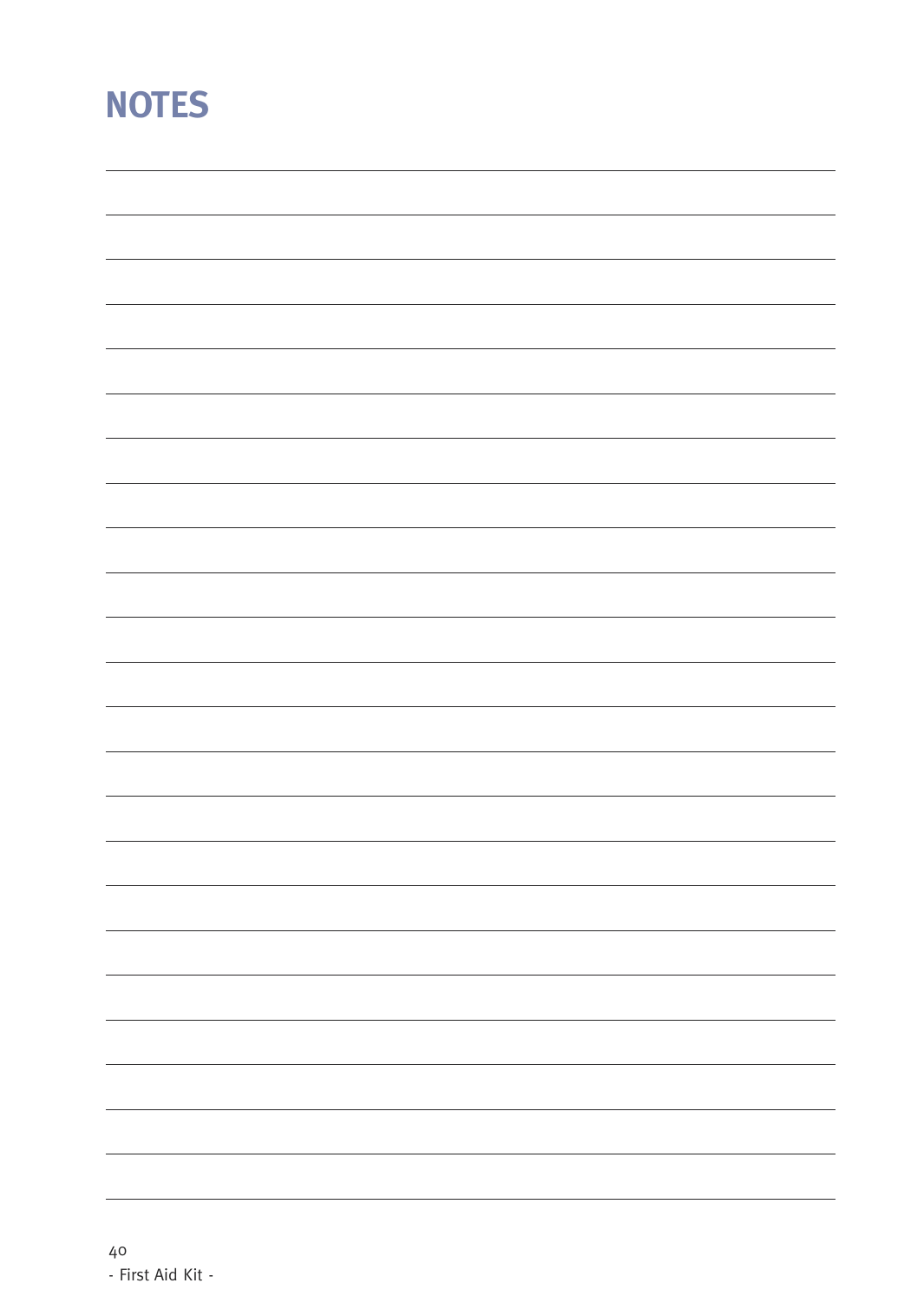# NOTES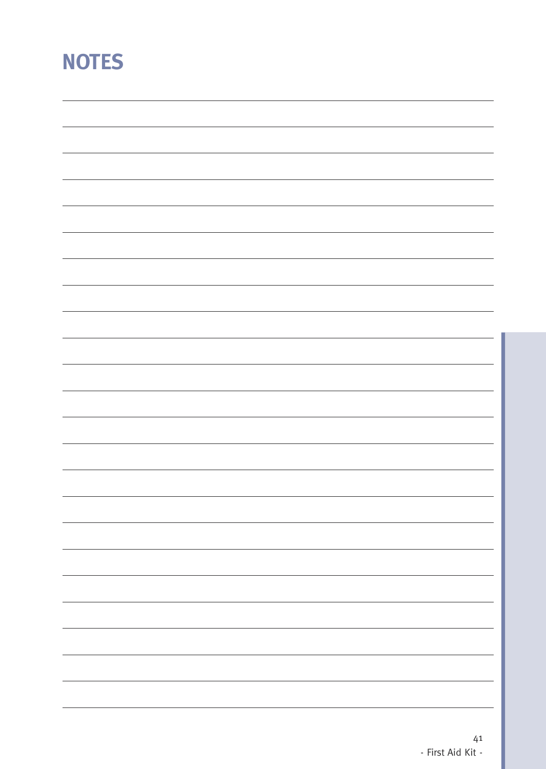# NOTES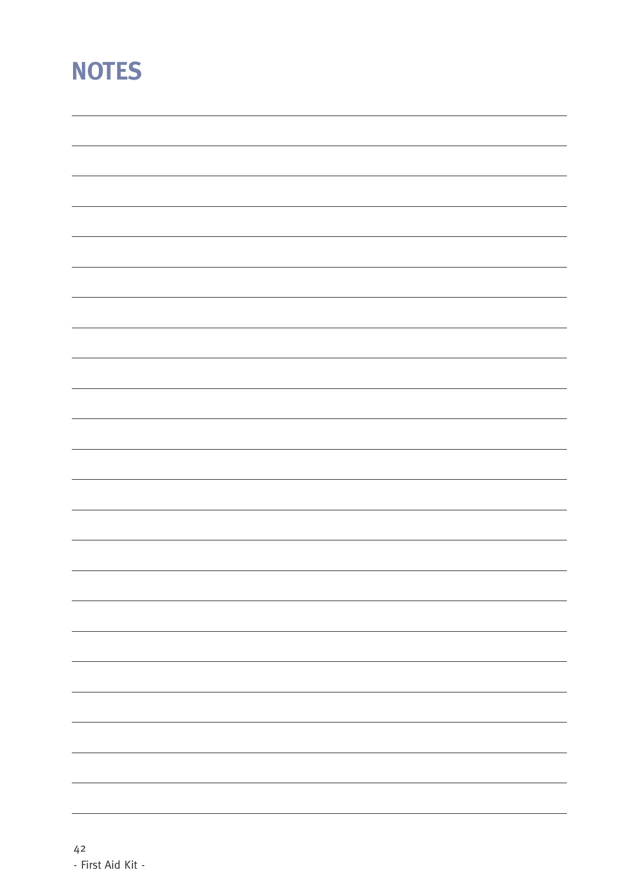# NOTES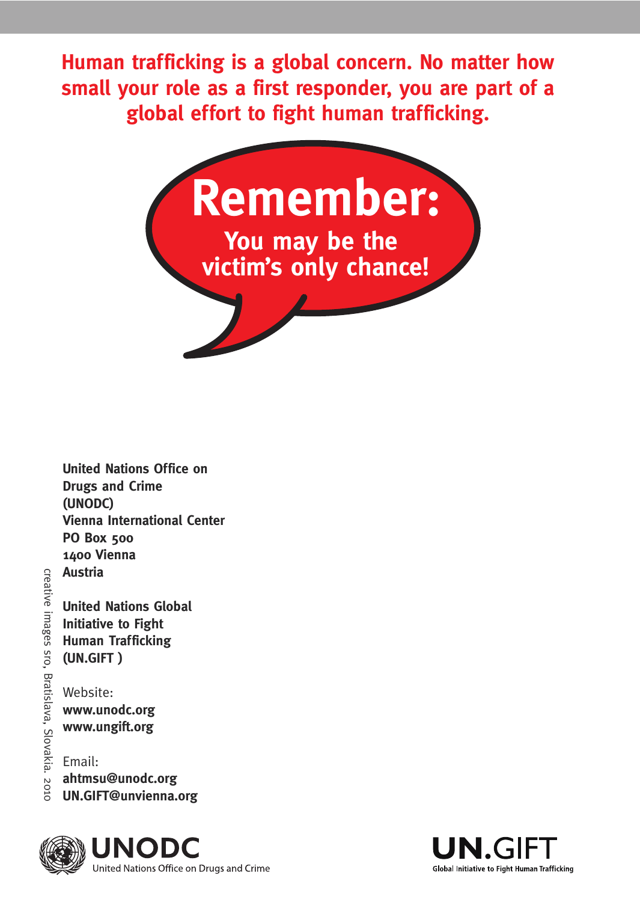**Human trafficking is a global concern. No matter how small your role as a first responder, you are part of a global effort to fight human trafficking.**

# Remember:

**You may be the victim's only chance!**

**United Nations Office on Drugs and Crime (UNODC)**
**Vienna International Center**
**PO Box 500**
**1400 Vienna**
**Austria**

**United Nations Global Initiative to Fight Human Trafficking (UN.GIFT )**

Website:
**www.unodc.org**
**www.ungift.org**

Email:
**ahtmsu@unodc.org**
**UN.GIFT@unvienna.org**

creative images sro, Bratislava, Slovakia. 2010

UNODC
United Nations Office on Drugs and Crime

UN.GIFT
Global Initiative to Fight Human Trafficking